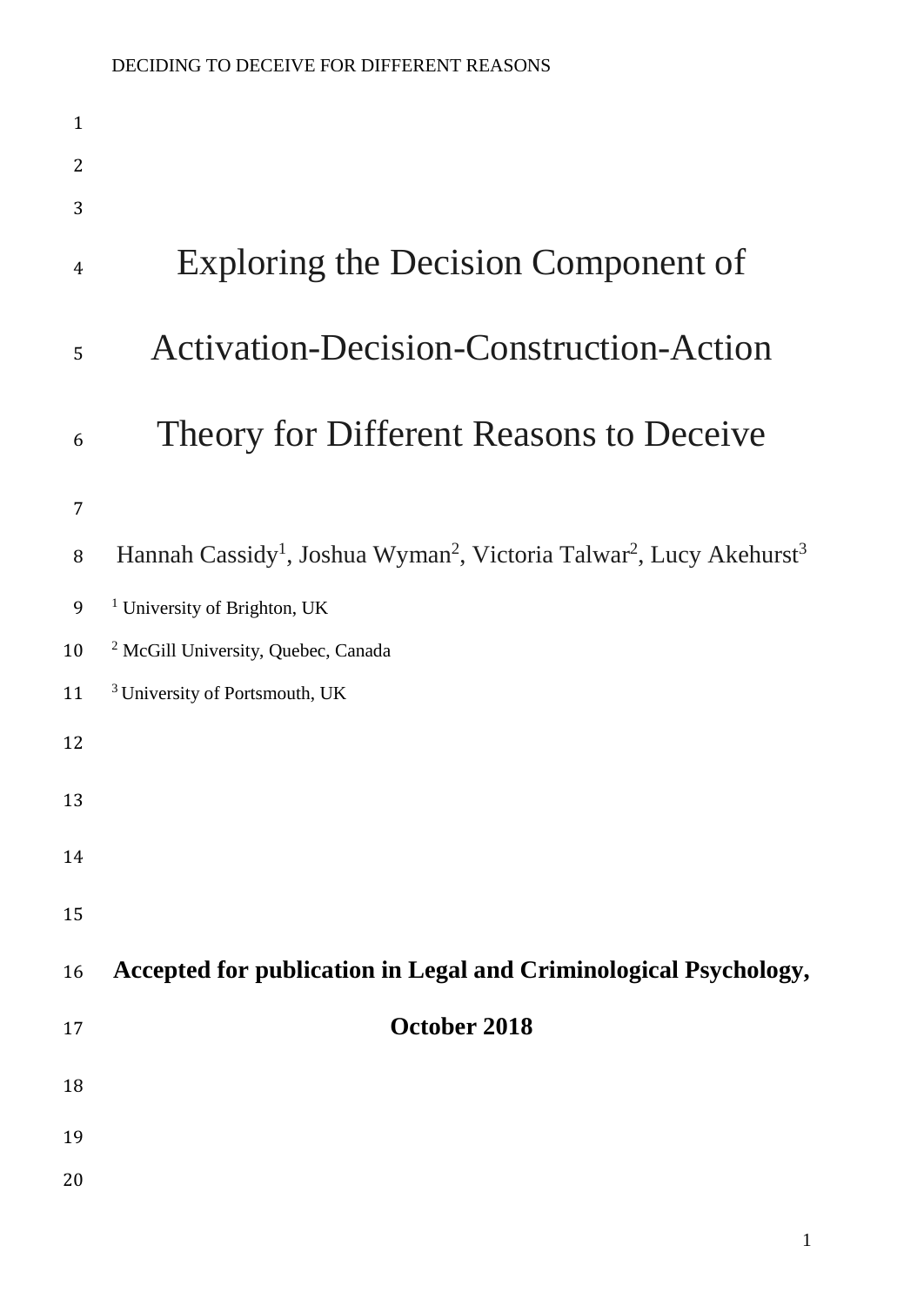# Exploring the Decision Component of Activation-Decision-Construction-Action Theory for Different Reasons to Deceive

Hannah Cassidy[1], Joshua Wyman[2], Victoria Talwar[2], Lucy Akehurst[3]

[1] University of Brighton, UK

[2] McGill University, Quebec, Canada

[3] University of Portsmouth, UK

**Accepted for publication in Legal and Criminological Psychology, October 2018**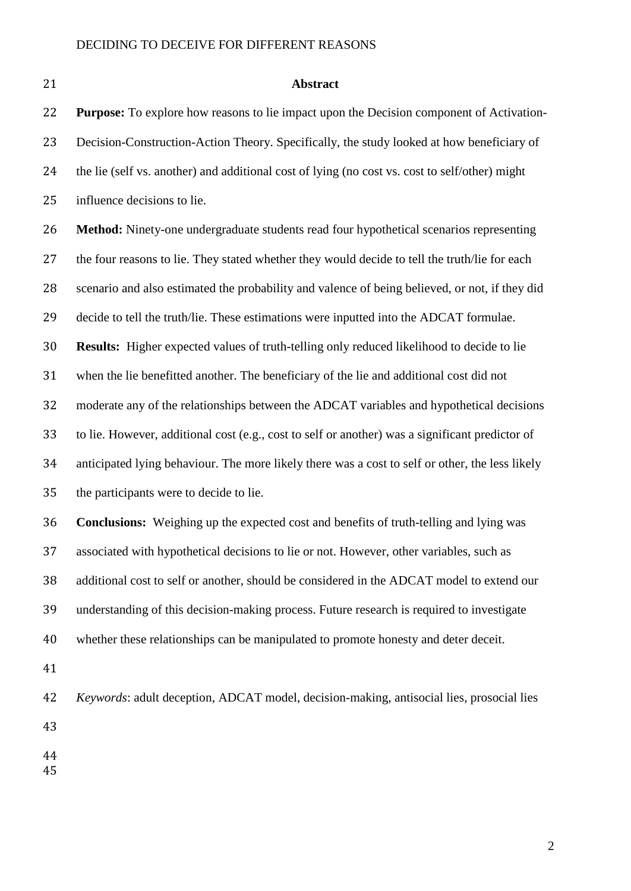## Abstract

**Purpose:** To explore how reasons to lie impact upon the Decision component of Activation-Decision-Construction-Action Theory. Specifically, the study looked at how beneficiary of the lie (self vs. another) and additional cost of lying (no cost vs. cost to self/other) might influence decisions to lie.

**Method:** Ninety-one undergraduate students read four hypothetical scenarios representing the four reasons to lie. They stated whether they would decide to tell the truth/lie for each scenario and also estimated the probability and valence of being believed, or not, if they did decide to tell the truth/lie. These estimations were inputted into the ADCAT formulae.

**Results:** Higher expected values of truth-telling only reduced likelihood to decide to lie when the lie benefitted another. The beneficiary of the lie and additional cost did not moderate any of the relationships between the ADCAT variables and hypothetical decisions to lie. However, additional cost (e.g., cost to self or another) was a significant predictor of anticipated lying behaviour. The more likely there was a cost to self or other, the less likely the participants were to decide to lie.

**Conclusions:** Weighing up the expected cost and benefits of truth-telling and lying was associated with hypothetical decisions to lie or not. However, other variables, such as additional cost to self or another, should be considered in the ADCAT model to extend our understanding of this decision-making process. Future research is required to investigate whether these relationships can be manipulated to promote honesty and deter deceit.

*Keywords*: adult deception, ADCAT model, decision-making, antisocial lies, prosocial lies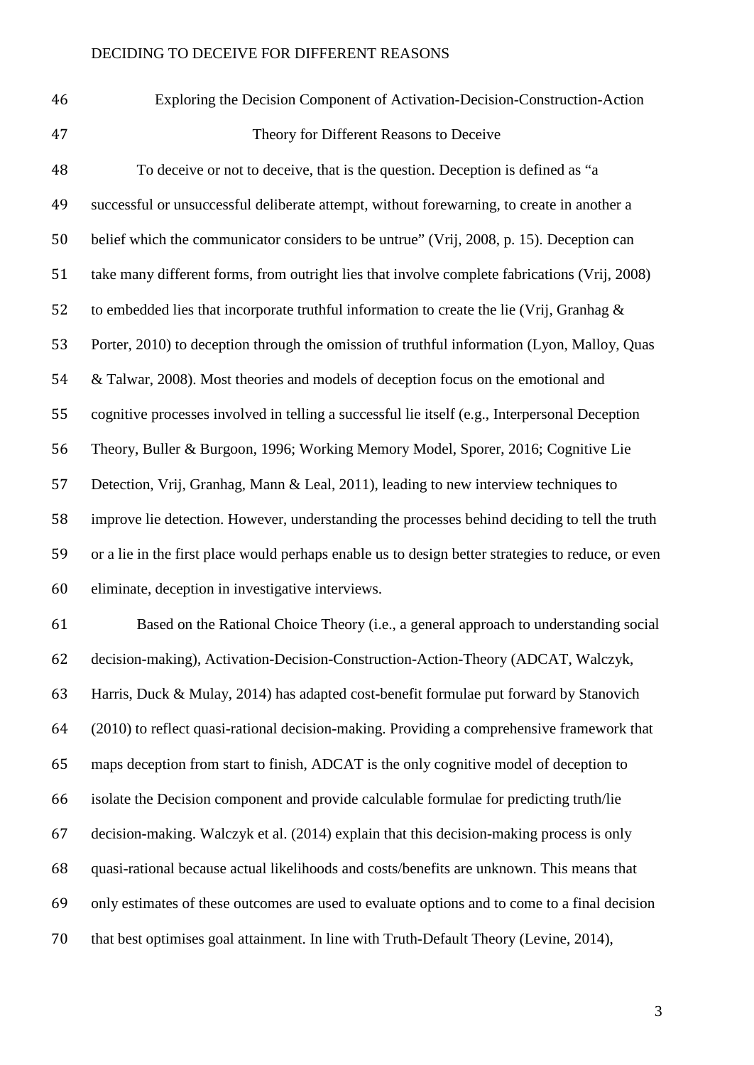# Exploring the Decision Component of Activation-Decision-Construction-Action Theory for Different Reasons to Deceive

To deceive or not to deceive, that is the question. Deception is defined as "a successful or unsuccessful deliberate attempt, without forewarning, to create in another a belief which the communicator considers to be untrue" (Vrij, 2008, p. 15). Deception can take many different forms, from outright lies that involve complete fabrications (Vrij, 2008) to embedded lies that incorporate truthful information to create the lie (Vrij, Granhag & Porter, 2010) to deception through the omission of truthful information (Lyon, Malloy, Quas & Talwar, 2008). Most theories and models of deception focus on the emotional and cognitive processes involved in telling a successful lie itself (e.g., Interpersonal Deception Theory, Buller & Burgoon, 1996; Working Memory Model, Sporer, 2016; Cognitive Lie Detection, Vrij, Granhag, Mann & Leal, 2011), leading to new interview techniques to improve lie detection. However, understanding the processes behind deciding to tell the truth or a lie in the first place would perhaps enable us to design better strategies to reduce, or even eliminate, deception in investigative interviews.

Based on the Rational Choice Theory (i.e., a general approach to understanding social decision-making), Activation-Decision-Construction-Action-Theory (ADCAT, Walczyk, Harris, Duck & Mulay, 2014) has adapted cost-benefit formulae put forward by Stanovich (2010) to reflect quasi-rational decision-making. Providing a comprehensive framework that maps deception from start to finish, ADCAT is the only cognitive model of deception to isolate the Decision component and provide calculable formulae for predicting truth/lie decision-making. Walczyk et al. (2014) explain that this decision-making process is only quasi-rational because actual likelihoods and costs/benefits are unknown. This means that only estimates of these outcomes are used to evaluate options and to come to a final decision that best optimises goal attainment. In line with Truth-Default Theory (Levine, 2014),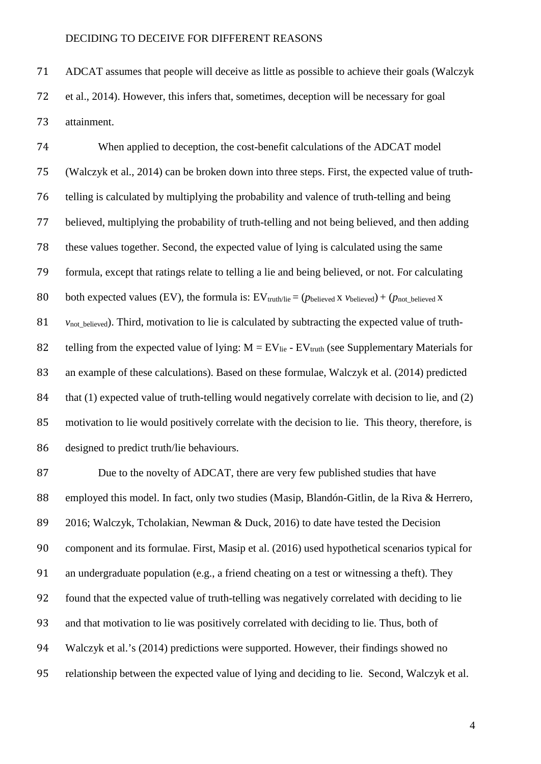ADCAT assumes that people will deceive as little as possible to achieve their goals (Walczyk et al., 2014). However, this infers that, sometimes, deception will be necessary for goal attainment.

When applied to deception, the cost-benefit calculations of the ADCAT model (Walczyk et al., 2014) can be broken down into three steps. First, the expected value of truth-telling is calculated by multiplying the probability and valence of truth-telling and being believed, multiplying the probability of truth-telling and not being believed, and then adding these values together. Second, the expected value of lying is calculated using the same formula, except that ratings relate to telling a lie and being believed, or not. For calculating both expected values (EV), the formula is: $EV_{truth/lie} = (p_{believed} \times v_{believed}) + (p_{not\_believed} \times v_{not\_believed})$. Third, motivation to lie is calculated by subtracting the expected value of truth-telling from the expected value of lying: $M = EV_{lie} - EV_{truth}$ (see Supplementary Materials for an example of these calculations). Based on these formulae, Walczyk et al. (2014) predicted that (1) expected value of truth-telling would negatively correlate with decision to lie, and (2) motivation to lie would positively correlate with the decision to lie. This theory, therefore, is designed to predict truth/lie behaviours.

Due to the novelty of ADCAT, there are very few published studies that have employed this model. In fact, only two studies (Masip, Blandón-Gitlin, de la Riva & Herrero, 2016; Walczyk, Tcholakian, Newman & Duck, 2016) to date have tested the Decision component and its formulae. First, Masip et al. (2016) used hypothetical scenarios typical for an undergraduate population (e.g., a friend cheating on a test or witnessing a theft). They found that the expected value of truth-telling was negatively correlated with deciding to lie and that motivation to lie was positively correlated with deciding to lie. Thus, both of Walczyk et al.'s (2014) predictions were supported. However, their findings showed no relationship between the expected value of lying and deciding to lie. Second, Walczyk et al.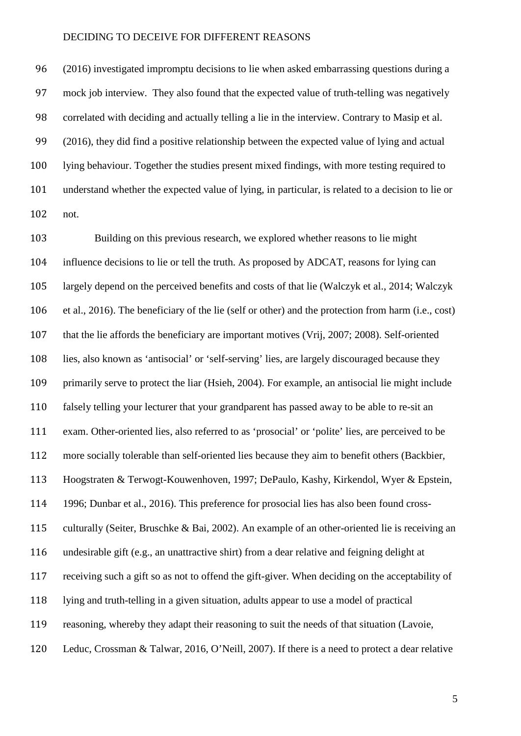(2016) investigated impromptu decisions to lie when asked embarrassing questions during a mock job interview. They also found that the expected value of truth-telling was negatively correlated with deciding and actually telling a lie in the interview. Contrary to Masip et al. (2016), they did find a positive relationship between the expected value of lying and actual lying behaviour. Together the studies present mixed findings, with more testing required to understand whether the expected value of lying, in particular, is related to a decision to lie or not.

Building on this previous research, we explored whether reasons to lie might influence decisions to lie or tell the truth. As proposed by ADCAT, reasons for lying can largely depend on the perceived benefits and costs of that lie (Walczyk et al., 2014; Walczyk et al., 2016). The beneficiary of the lie (self or other) and the protection from harm (i.e., cost) that the lie affords the beneficiary are important motives (Vrij, 2007; 2008). Self-oriented lies, also known as 'antisocial' or 'self-serving' lies, are largely discouraged because they primarily serve to protect the liar (Hsieh, 2004). For example, an antisocial lie might include falsely telling your lecturer that your grandparent has passed away to be able to re-sit an exam. Other-oriented lies, also referred to as 'prosocial' or 'polite' lies, are perceived to be more socially tolerable than self-oriented lies because they aim to benefit others (Backbier, Hoogstraten & Terwogt-Kouwenhoven, 1997; DePaulo, Kashy, Kirkendol, Wyer & Epstein, 1996; Dunbar et al., 2016). This preference for prosocial lies has also been found cross-culturally (Seiter, Bruschke & Bai, 2002). An example of an other-oriented lie is receiving an undesirable gift (e.g., an unattractive shirt) from a dear relative and feigning delight at receiving such a gift so as not to offend the gift-giver. When deciding on the acceptability of lying and truth-telling in a given situation, adults appear to use a model of practical reasoning, whereby they adapt their reasoning to suit the needs of that situation (Lavoie, Leduc, Crossman & Talwar, 2016, O'Neill, 2007). If there is a need to protect a dear relative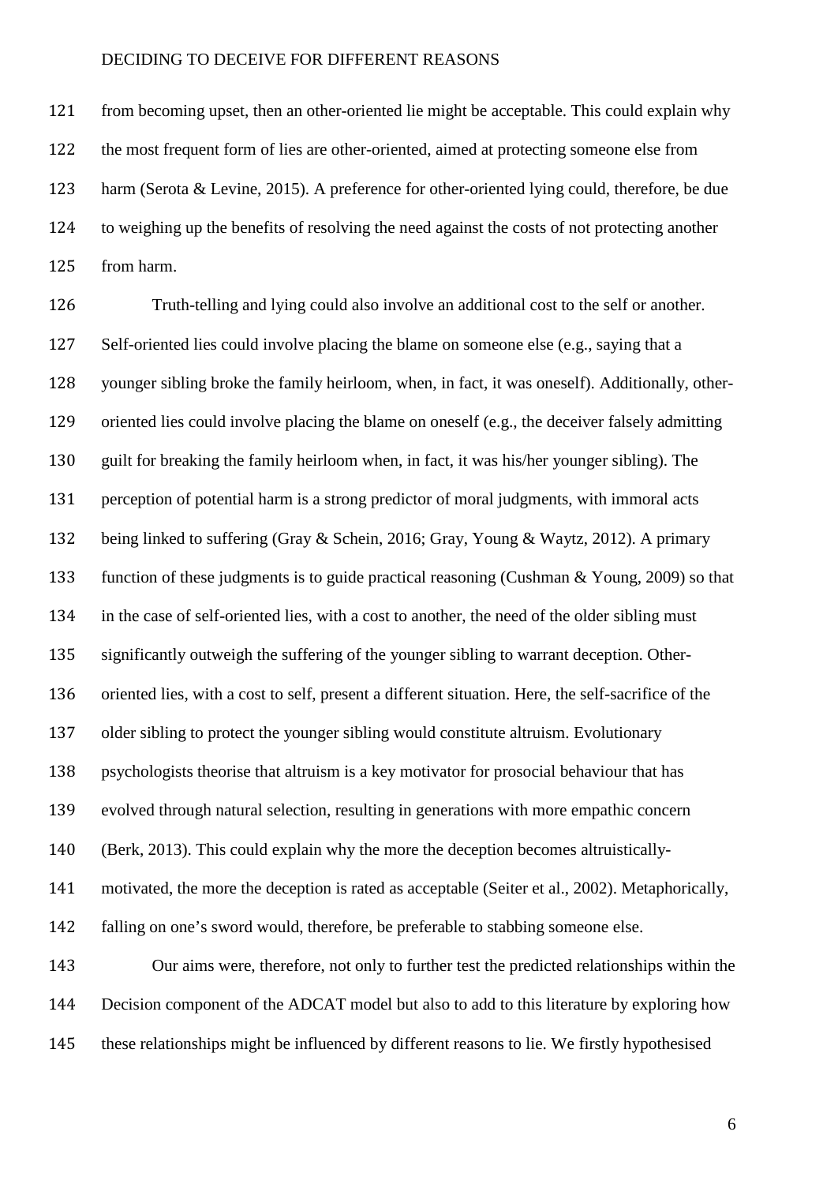from becoming upset, then an other-oriented lie might be acceptable. This could explain why the most frequent form of lies are other-oriented, aimed at protecting someone else from harm (Serota & Levine, 2015). A preference for other-oriented lying could, therefore, be due to weighing up the benefits of resolving the need against the costs of not protecting another from harm.

Truth-telling and lying could also involve an additional cost to the self or another. Self-oriented lies could involve placing the blame on someone else (e.g., saying that a younger sibling broke the family heirloom, when, in fact, it was oneself). Additionally, other-oriented lies could involve placing the blame on oneself (e.g., the deceiver falsely admitting guilt for breaking the family heirloom when, in fact, it was his/her younger sibling). The perception of potential harm is a strong predictor of moral judgments, with immoral acts being linked to suffering (Gray & Schein, 2016; Gray, Young & Waytz, 2012). A primary function of these judgments is to guide practical reasoning (Cushman & Young, 2009) so that in the case of self-oriented lies, with a cost to another, the need of the older sibling must significantly outweigh the suffering of the younger sibling to warrant deception. Other-oriented lies, with a cost to self, present a different situation. Here, the self-sacrifice of the older sibling to protect the younger sibling would constitute altruism. Evolutionary psychologists theorise that altruism is a key motivator for prosocial behaviour that has evolved through natural selection, resulting in generations with more empathic concern (Berk, 2013). This could explain why the more the deception becomes altruistically-motivated, the more the deception is rated as acceptable (Seiter et al., 2002). Metaphorically, falling on one's sword would, therefore, be preferable to stabbing someone else.

Our aims were, therefore, not only to further test the predicted relationships within the Decision component of the ADCAT model but also to add to this literature by exploring how these relationships might be influenced by different reasons to lie. We firstly hypothesised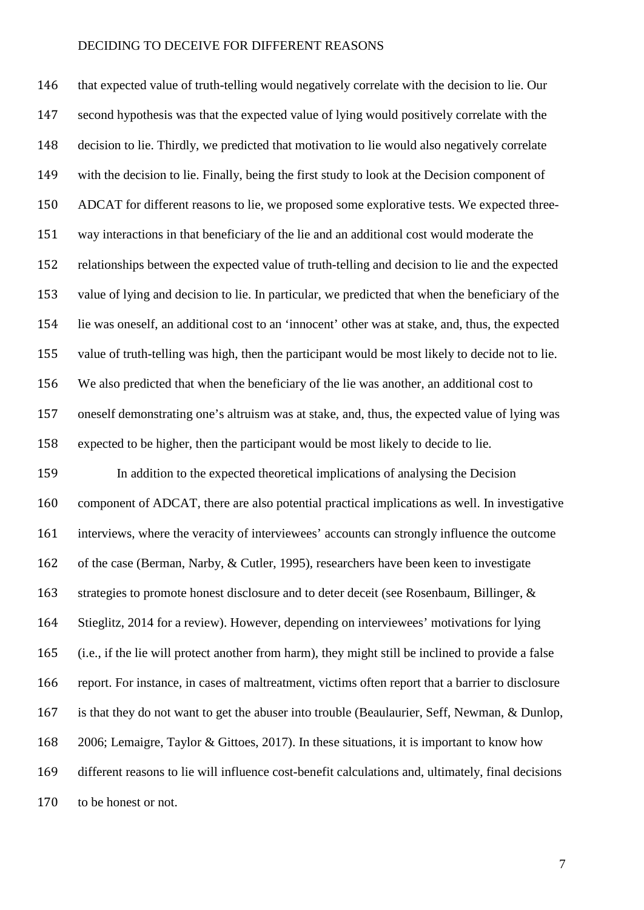that expected value of truth-telling would negatively correlate with the decision to lie. Our second hypothesis was that the expected value of lying would positively correlate with the decision to lie. Thirdly, we predicted that motivation to lie would also negatively correlate with the decision to lie. Finally, being the first study to look at the Decision component of ADCAT for different reasons to lie, we proposed some explorative tests. We expected three-way interactions in that beneficiary of the lie and an additional cost would moderate the relationships between the expected value of truth-telling and decision to lie and the expected value of lying and decision to lie. In particular, we predicted that when the beneficiary of the lie was oneself, an additional cost to an 'innocent' other was at stake, and, thus, the expected value of truth-telling was high, then the participant would be most likely to decide not to lie. We also predicted that when the beneficiary of the lie was another, an additional cost to oneself demonstrating one's altruism was at stake, and, thus, the expected value of lying was expected to be higher, then the participant would be most likely to decide to lie.

In addition to the expected theoretical implications of analysing the Decision component of ADCAT, there are also potential practical implications as well. In investigative interviews, where the veracity of interviewees' accounts can strongly influence the outcome of the case (Berman, Narby, & Cutler, 1995), researchers have been keen to investigate strategies to promote honest disclosure and to deter deceit (see Rosenbaum, Billinger, & Stieglitz, 2014 for a review). However, depending on interviewees' motivations for lying (i.e., if the lie will protect another from harm), they might still be inclined to provide a false report. For instance, in cases of maltreatment, victims often report that a barrier to disclosure is that they do not want to get the abuser into trouble (Beaulaurier, Seff, Newman, & Dunlop, 2006; Lemaigre, Taylor & Gittoes, 2017). In these situations, it is important to know how different reasons to lie will influence cost-benefit calculations and, ultimately, final decisions to be honest or not.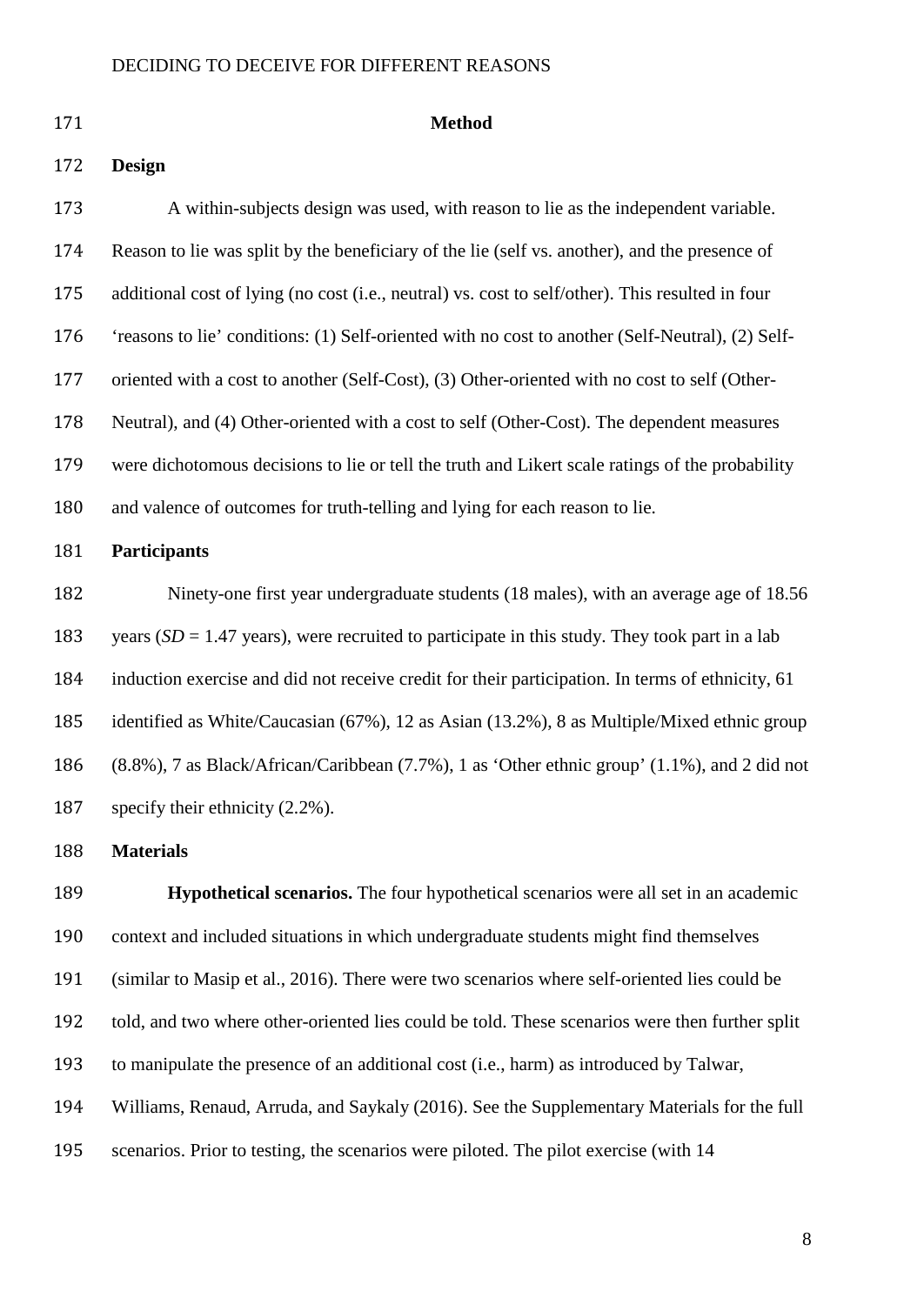## Method

### Design

A within-subjects design was used, with reason to lie as the independent variable. Reason to lie was split by the beneficiary of the lie (self vs. another), and the presence of additional cost of lying (no cost (i.e., neutral) vs. cost to self/other). This resulted in four 'reasons to lie' conditions: (1) Self-oriented with no cost to another (Self-Neutral), (2) Self-oriented with a cost to another (Self-Cost), (3) Other-oriented with no cost to self (Other-Neutral), and (4) Other-oriented with a cost to self (Other-Cost). The dependent measures were dichotomous decisions to lie or tell the truth and Likert scale ratings of the probability and valence of outcomes for truth-telling and lying for each reason to lie.

### Participants

Ninety-one first year undergraduate students (18 males), with an average age of 18.56 years (*SD* = 1.47 years), were recruited to participate in this study. They took part in a lab induction exercise and did not receive credit for their participation. In terms of ethnicity, 61 identified as White/Caucasian (67%), 12 as Asian (13.2%), 8 as Multiple/Mixed ethnic group (8.8%), 7 as Black/African/Caribbean (7.7%), 1 as 'Other ethnic group' (1.1%), and 2 did not specify their ethnicity (2.2%).

### Materials

**Hypothetical scenarios.** The four hypothetical scenarios were all set in an academic context and included situations in which undergraduate students might find themselves (similar to Masip et al., 2016). There were two scenarios where self-oriented lies could be told, and two where other-oriented lies could be told. These scenarios were then further split to manipulate the presence of an additional cost (i.e., harm) as introduced by Talwar, Williams, Renaud, Arruda, and Saykaly (2016). See the Supplementary Materials for the full scenarios. Prior to testing, the scenarios were piloted. The pilot exercise (with 14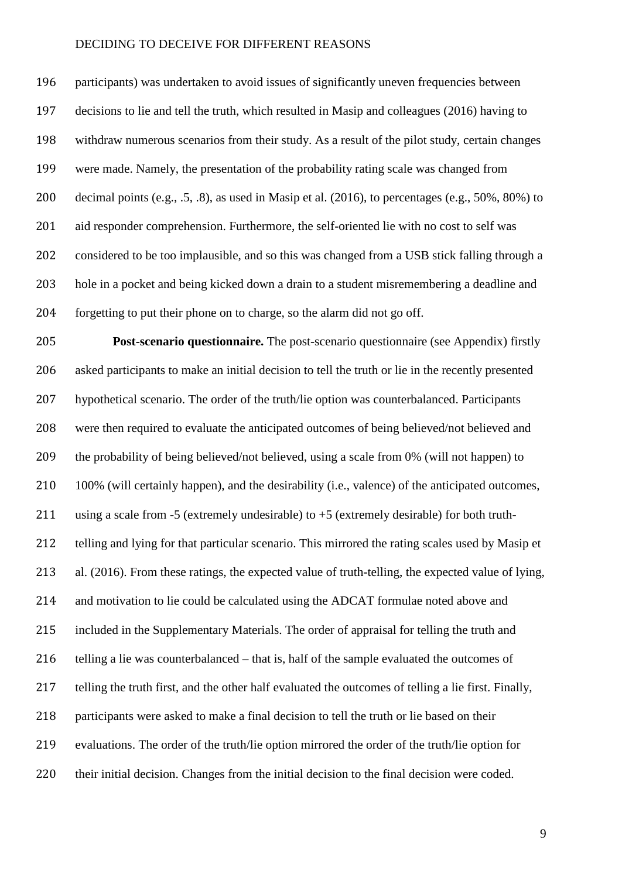participants) was undertaken to avoid issues of significantly uneven frequencies between decisions to lie and tell the truth, which resulted in Masip and colleagues (2016) having to withdraw numerous scenarios from their study. As a result of the pilot study, certain changes were made. Namely, the presentation of the probability rating scale was changed from decimal points (e.g., .5, .8), as used in Masip et al. (2016), to percentages (e.g., 50%, 80%) to aid responder comprehension. Furthermore, the self-oriented lie with no cost to self was considered to be too implausible, and so this was changed from a USB stick falling through a hole in a pocket and being kicked down a drain to a student misremembering a deadline and forgetting to put their phone on to charge, so the alarm did not go off.

**Post-scenario questionnaire.** The post-scenario questionnaire (see Appendix) firstly asked participants to make an initial decision to tell the truth or lie in the recently presented hypothetical scenario. The order of the truth/lie option was counterbalanced. Participants were then required to evaluate the anticipated outcomes of being believed/not believed and the probability of being believed/not believed, using a scale from 0% (will not happen) to 100% (will certainly happen), and the desirability (i.e., valence) of the anticipated outcomes, using a scale from -5 (extremely undesirable) to +5 (extremely desirable) for both truth-telling and lying for that particular scenario. This mirrored the rating scales used by Masip et al. (2016). From these ratings, the expected value of truth-telling, the expected value of lying, and motivation to lie could be calculated using the ADCAT formulae noted above and included in the Supplementary Materials. The order of appraisal for telling the truth and telling a lie was counterbalanced – that is, half of the sample evaluated the outcomes of telling the truth first, and the other half evaluated the outcomes of telling a lie first. Finally, participants were asked to make a final decision to tell the truth or lie based on their evaluations. The order of the truth/lie option mirrored the order of the truth/lie option for their initial decision. Changes from the initial decision to the final decision were coded.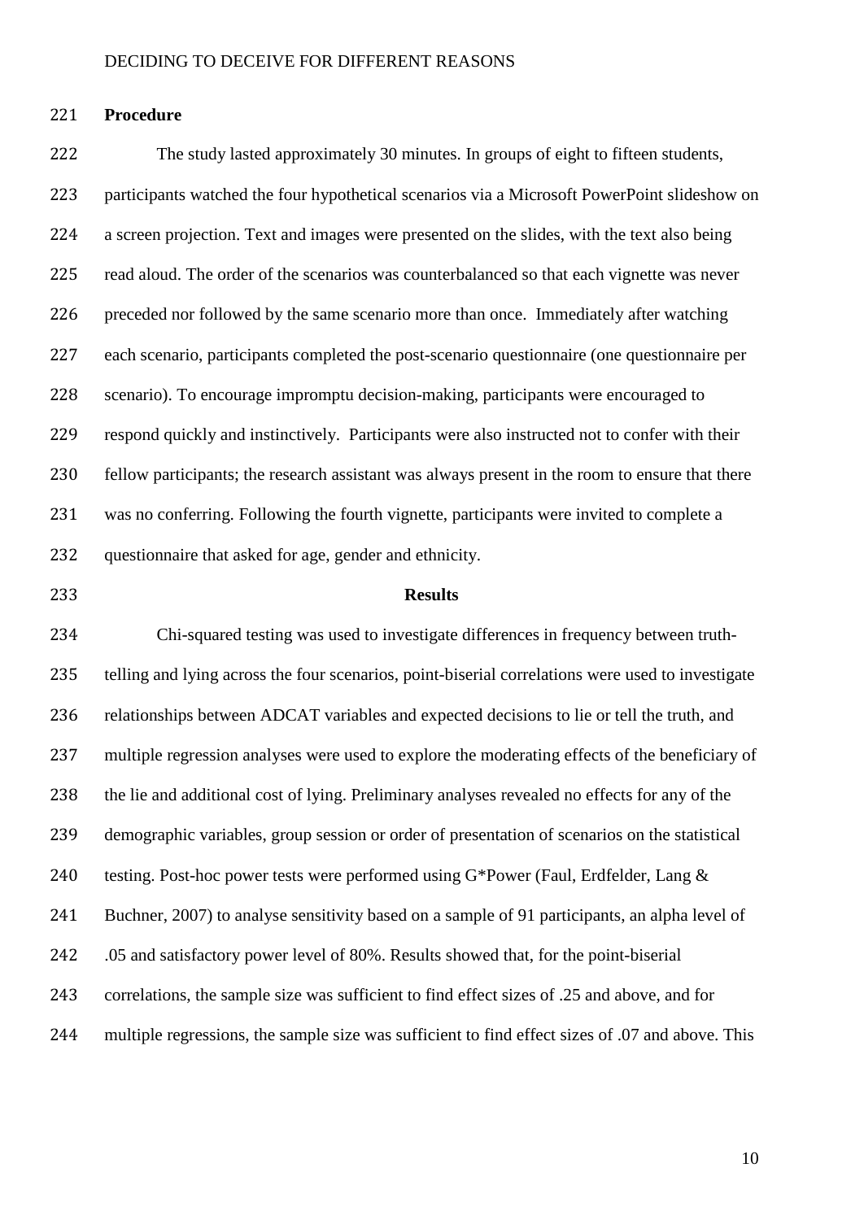**Procedure**

The study lasted approximately 30 minutes. In groups of eight to fifteen students, participants watched the four hypothetical scenarios via a Microsoft PowerPoint slideshow on a screen projection. Text and images were presented on the slides, with the text also being read aloud. The order of the scenarios was counterbalanced so that each vignette was never preceded nor followed by the same scenario more than once. Immediately after watching each scenario, participants completed the post-scenario questionnaire (one questionnaire per scenario). To encourage impromptu decision-making, participants were encouraged to respond quickly and instinctively. Participants were also instructed not to confer with their fellow participants; the research assistant was always present in the room to ensure that there was no conferring. Following the fourth vignette, participants were invited to complete a questionnaire that asked for age, gender and ethnicity.

## Results

Chi-squared testing was used to investigate differences in frequency between truth-telling and lying across the four scenarios, point-biserial correlations were used to investigate relationships between ADCAT variables and expected decisions to lie or tell the truth, and multiple regression analyses were used to explore the moderating effects of the beneficiary of the lie and additional cost of lying. Preliminary analyses revealed no effects for any of the demographic variables, group session or order of presentation of scenarios on the statistical testing. Post-hoc power tests were performed using G*Power (Faul, Erdfelder, Lang & Buchner, 2007) to analyse sensitivity based on a sample of 91 participants, an alpha level of .05 and satisfactory power level of 80%. Results showed that, for the point-biserial correlations, the sample size was sufficient to find effect sizes of .25 and above, and for multiple regressions, the sample size was sufficient to find effect sizes of .07 and above. This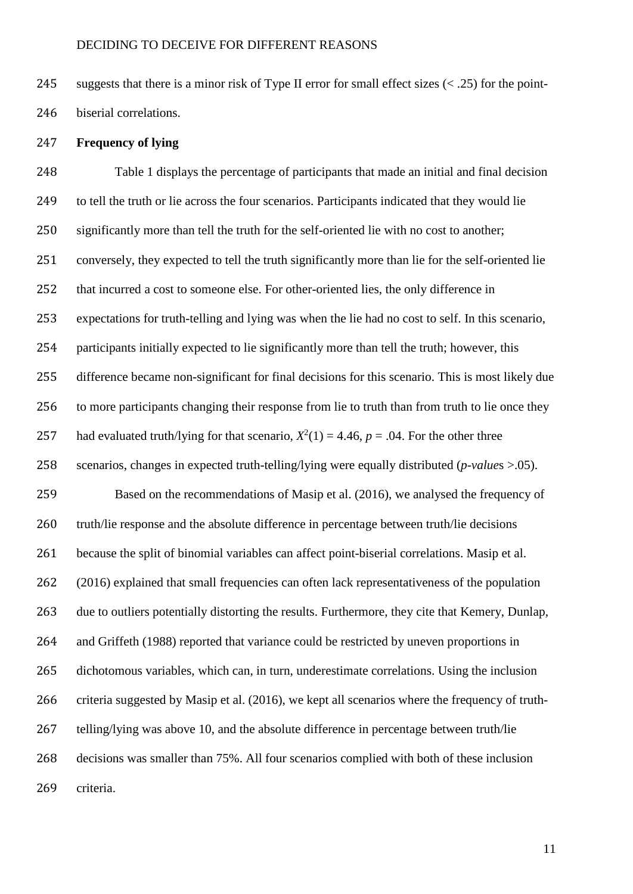suggests that there is a minor risk of Type II error for small effect sizes (< .25) for the point-biserial correlations.

**Frequency of lying**

Table 1 displays the percentage of participants that made an initial and final decision to tell the truth or lie across the four scenarios. Participants indicated that they would lie significantly more than tell the truth for the self-oriented lie with no cost to another; conversely, they expected to tell the truth significantly more than lie for the self-oriented lie that incurred a cost to someone else. For other-oriented lies, the only difference in expectations for truth-telling and lying was when the lie had no cost to self. In this scenario, participants initially expected to lie significantly more than tell the truth; however, this difference became non-significant for final decisions for this scenario. This is most likely due to more participants changing their response from lie to truth than from truth to lie once they had evaluated truth/lying for that scenario, $X^2(1) = 4.46$, $p = .04$. For the other three scenarios, changes in expected truth-telling/lying were equally distributed (*p-values* >.05).

Based on the recommendations of Masip et al. (2016), we analysed the frequency of truth/lie response and the absolute difference in percentage between truth/lie decisions because the split of binomial variables can affect point-biserial correlations. Masip et al. (2016) explained that small frequencies can often lack representativeness of the population due to outliers potentially distorting the results. Furthermore, they cite that Kemery, Dunlap, and Griffeth (1988) reported that variance could be restricted by uneven proportions in dichotomous variables, which can, in turn, underestimate correlations. Using the inclusion criteria suggested by Masip et al. (2016), we kept all scenarios where the frequency of truth-telling/lying was above 10, and the absolute difference in percentage between truth/lie decisions was smaller than 75%. All four scenarios complied with both of these inclusion criteria.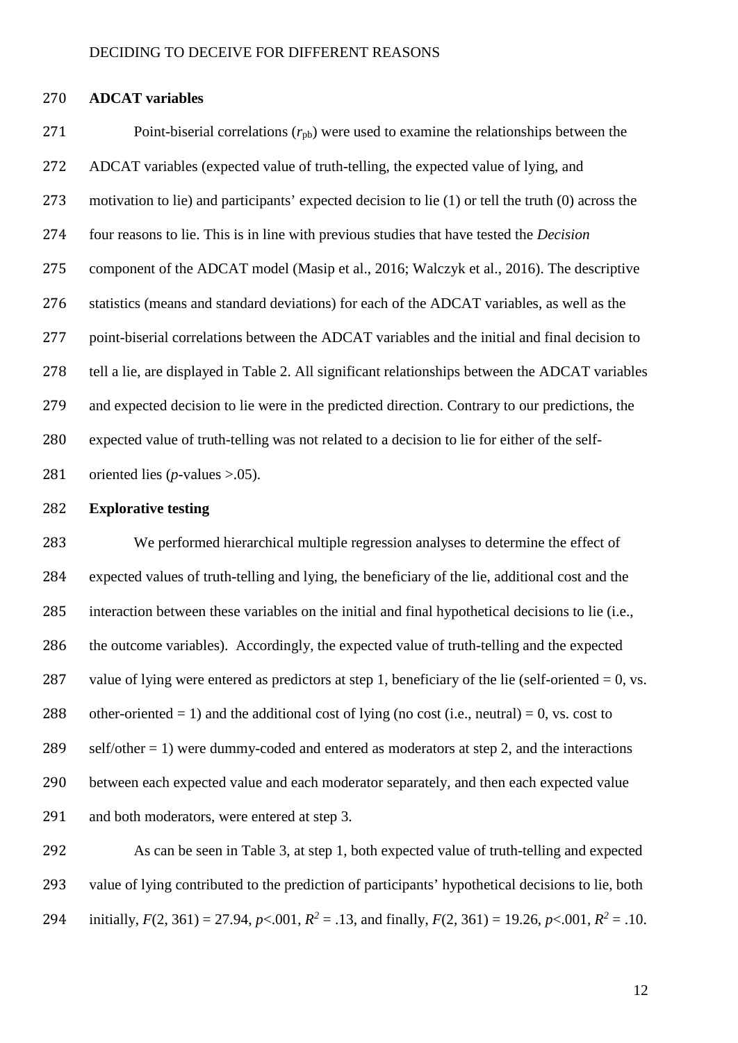## ADCAT variables

Point-biserial correlations ($r_{pb}$) were used to examine the relationships between the ADCAT variables (expected value of truth-telling, the expected value of lying, and motivation to lie) and participants' expected decision to lie (1) or tell the truth (0) across the four reasons to lie. This is in line with previous studies that have tested the *Decision* component of the ADCAT model (Masip et al., 2016; Walczyk et al., 2016). The descriptive statistics (means and standard deviations) for each of the ADCAT variables, as well as the point-biserial correlations between the ADCAT variables and the initial and final decision to tell a lie, are displayed in Table 2. All significant relationships between the ADCAT variables and expected decision to lie were in the predicted direction. Contrary to our predictions, the expected value of truth-telling was not related to a decision to lie for either of the self-oriented lies ($p$-values >.05).

## Explorative testing

We performed hierarchical multiple regression analyses to determine the effect of expected values of truth-telling and lying, the beneficiary of the lie, additional cost and the interaction between these variables on the initial and final hypothetical decisions to lie (i.e., the outcome variables). Accordingly, the expected value of truth-telling and the expected value of lying were entered as predictors at step 1, beneficiary of the lie (self-oriented = 0, vs. other-oriented = 1) and the additional cost of lying (no cost (i.e., neutral) = 0, vs. cost to self/other = 1) were dummy-coded and entered as moderators at step 2, and the interactions between each expected value and each moderator separately, and then each expected value and both moderators, were entered at step 3.

As can be seen in Table 3, at step 1, both expected value of truth-telling and expected value of lying contributed to the prediction of participants' hypothetical decisions to lie, both initially, $F(2, 361) = 27.94$, $p<.001$, $R^2 = .13$, and finally, $F(2, 361) = 19.26$, $p<.001$, $R^2 = .10$.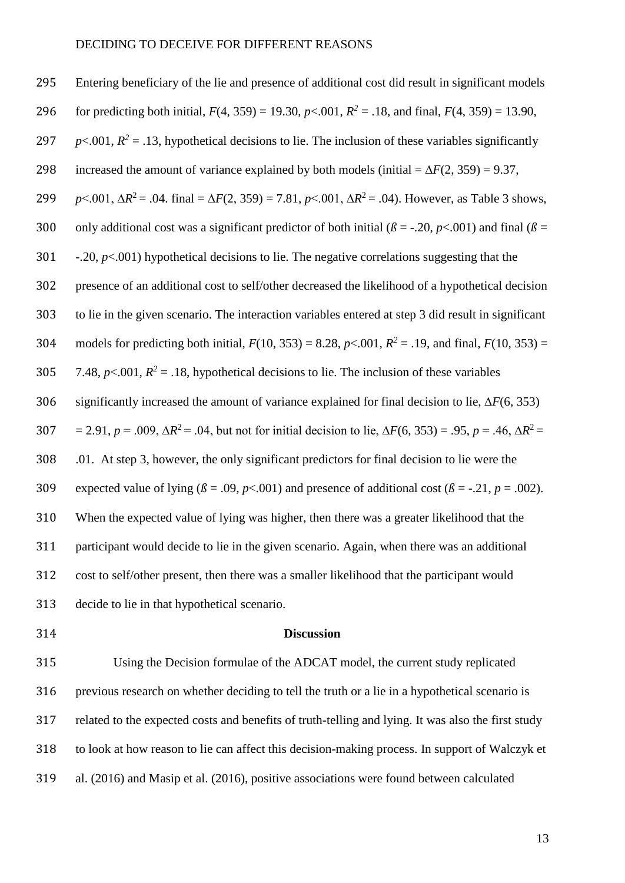Entering beneficiary of the lie and presence of additional cost did result in significant models for predicting both initial, $F(4, 359) = 19.30$, $p<.001$, $R^2 = .18$, and final, $F(4, 359) = 13.90$, $p<.001$, $R^2 = .13$, hypothetical decisions to lie. The inclusion of these variables significantly increased the amount of variance explained by both models (initial = $\Delta F(2, 359) = 9.37$, $p<.001$, $\Delta R^2 = .04$. final = $\Delta F(2, 359) = 7.81$, $p<.001$, $\Delta R^2 = .04$). However, as Table 3 shows, only additional cost was a significant predictor of both initial ($ß = -.20$, $p<.001$) and final ($ß = -.20$, $p<.001$) hypothetical decisions to lie. The negative correlations suggesting that the presence of an additional cost to self/other decreased the likelihood of a hypothetical decision to lie in the given scenario. The interaction variables entered at step 3 did result in significant models for predicting both initial, $F(10, 353) = 8.28$, $p<.001$, $R^2 = .19$, and final, $F(10, 353) = 7.48$, $p<.001$, $R^2 = .18$, hypothetical decisions to lie. The inclusion of these variables significantly increased the amount of variance explained for final decision to lie, $\Delta F(6, 353) = 2.91$, $p = .009$, $\Delta R^2 = .04$, but not for initial decision to lie, $\Delta F(6, 353) = .95$, $p = .46$, $\Delta R^2 = .01$. At step 3, however, the only significant predictors for final decision to lie were the expected value of lying ($ß = .09$, $p<.001$) and presence of additional cost ($ß = -.21$, $p = .002$). When the expected value of lying was higher, then there was a greater likelihood that the participant would decide to lie in the given scenario. Again, when there was an additional cost to self/other present, then there was a smaller likelihood that the participant would decide to lie in that hypothetical scenario.

## Discussion

Using the Decision formulae of the ADCAT model, the current study replicated previous research on whether deciding to tell the truth or a lie in a hypothetical scenario is related to the expected costs and benefits of truth-telling and lying. It was also the first study to look at how reason to lie can affect this decision-making process. In support of Walczyk et al. (2016) and Masip et al. (2016), positive associations were found between calculated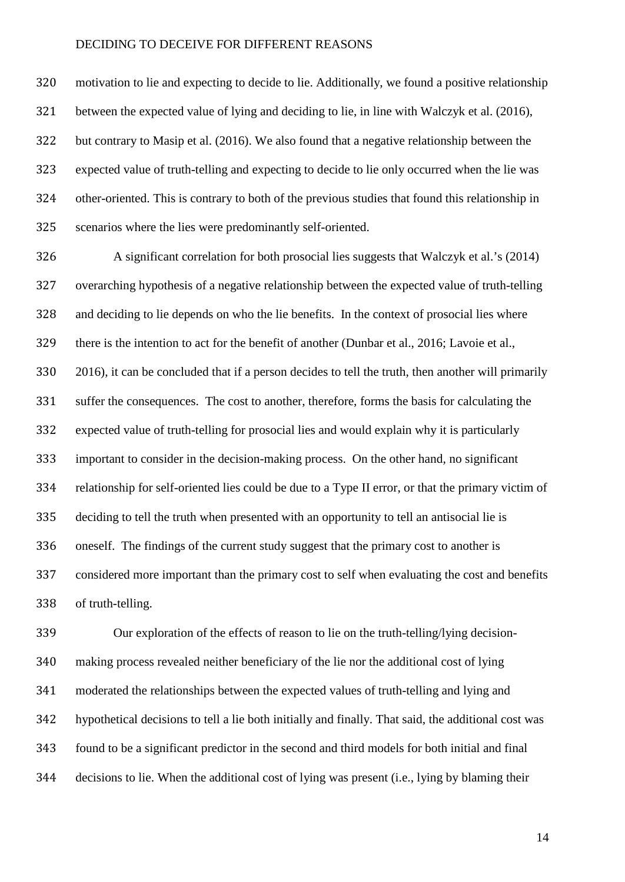motivation to lie and expecting to decide to lie. Additionally, we found a positive relationship between the expected value of lying and deciding to lie, in line with Walczyk et al. (2016), but contrary to Masip et al. (2016). We also found that a negative relationship between the expected value of truth-telling and expecting to decide to lie only occurred when the lie was other-oriented. This is contrary to both of the previous studies that found this relationship in scenarios where the lies were predominantly self-oriented.

A significant correlation for both prosocial lies suggests that Walczyk et al.'s (2014) overarching hypothesis of a negative relationship between the expected value of truth-telling and deciding to lie depends on who the lie benefits. In the context of prosocial lies where there is the intention to act for the benefit of another (Dunbar et al., 2016; Lavoie et al., 2016), it can be concluded that if a person decides to tell the truth, then another will primarily suffer the consequences. The cost to another, therefore, forms the basis for calculating the expected value of truth-telling for prosocial lies and would explain why it is particularly important to consider in the decision-making process. On the other hand, no significant relationship for self-oriented lies could be due to a Type II error, or that the primary victim of deciding to tell the truth when presented with an opportunity to tell an antisocial lie is oneself. The findings of the current study suggest that the primary cost to another is considered more important than the primary cost to self when evaluating the cost and benefits of truth-telling.

Our exploration of the effects of reason to lie on the truth-telling/lying decision-making process revealed neither beneficiary of the lie nor the additional cost of lying moderated the relationships between the expected values of truth-telling and lying and hypothetical decisions to tell a lie both initially and finally. That said, the additional cost was found to be a significant predictor in the second and third models for both initial and final decisions to lie. When the additional cost of lying was present (i.e., lying by blaming their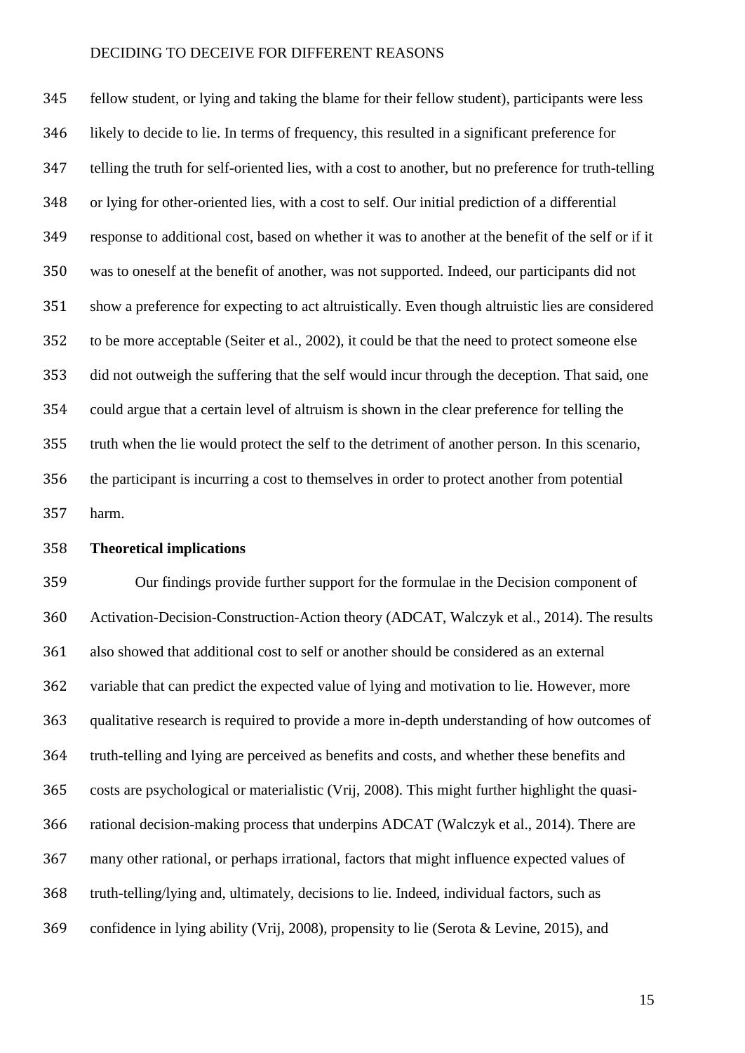fellow student, or lying and taking the blame for their fellow student), participants were less likely to decide to lie. In terms of frequency, this resulted in a significant preference for telling the truth for self-oriented lies, with a cost to another, but no preference for truth-telling or lying for other-oriented lies, with a cost to self. Our initial prediction of a differential response to additional cost, based on whether it was to another at the benefit of the self or if it was to oneself at the benefit of another, was not supported. Indeed, our participants did not show a preference for expecting to act altruistically. Even though altruistic lies are considered to be more acceptable (Seiter et al., 2002), it could be that the need to protect someone else did not outweigh the suffering that the self would incur through the deception. That said, one could argue that a certain level of altruism is shown in the clear preference for telling the truth when the lie would protect the self to the detriment of another person. In this scenario, the participant is incurring a cost to themselves in order to protect another from potential harm.

**Theoretical implications**

Our findings provide further support for the formulae in the Decision component of Activation-Decision-Construction-Action theory (ADCAT, Walczyk et al., 2014). The results also showed that additional cost to self or another should be considered as an external variable that can predict the expected value of lying and motivation to lie. However, more qualitative research is required to provide a more in-depth understanding of how outcomes of truth-telling and lying are perceived as benefits and costs, and whether these benefits and costs are psychological or materialistic (Vrij, 2008). This might further highlight the quasi-rational decision-making process that underpins ADCAT (Walczyk et al., 2014). There are many other rational, or perhaps irrational, factors that might influence expected values of truth-telling/lying and, ultimately, decisions to lie. Indeed, individual factors, such as confidence in lying ability (Vrij, 2008), propensity to lie (Serota & Levine, 2015), and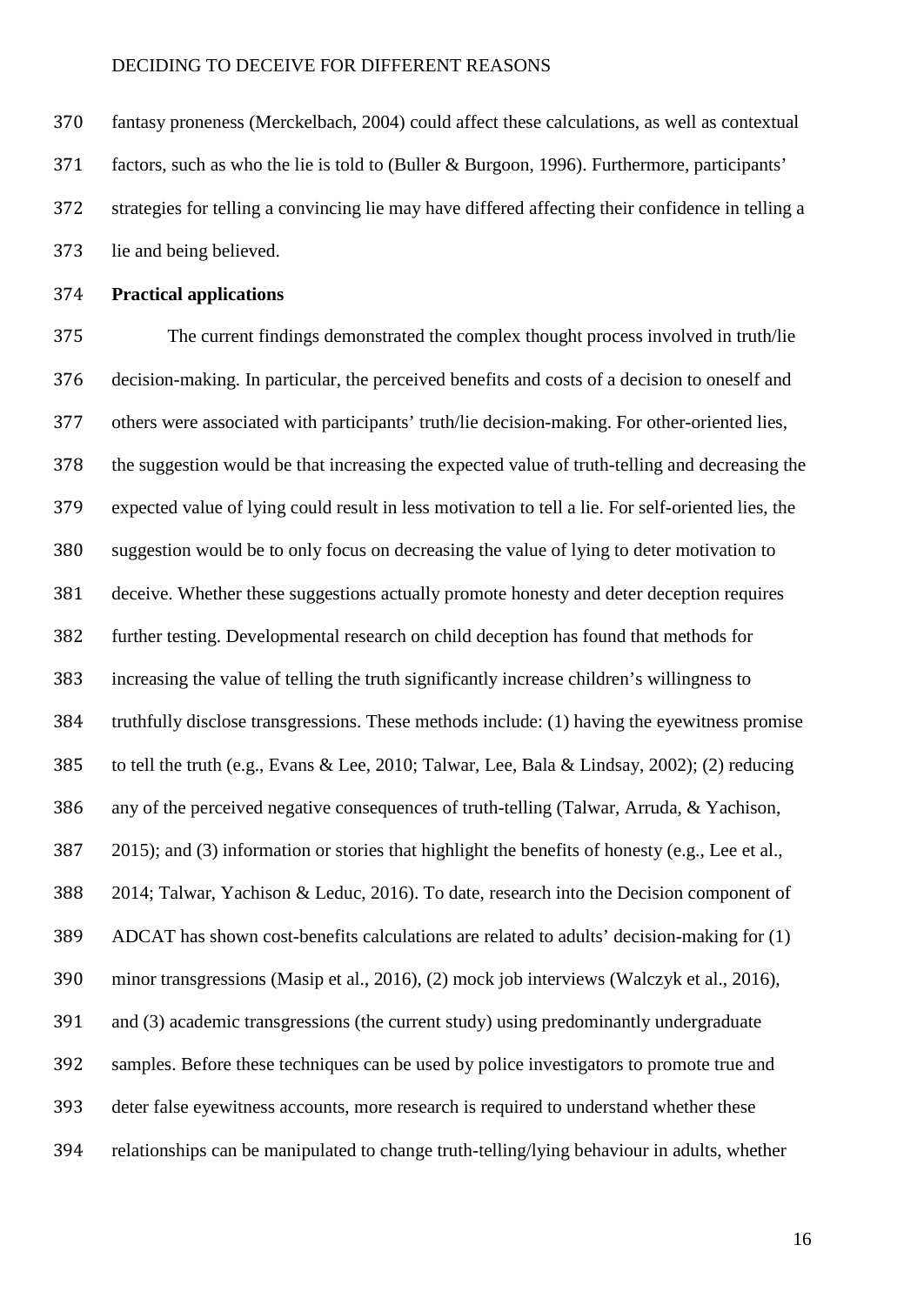fantasy proneness (Merckelbach, 2004) could affect these calculations, as well as contextual factors, such as who the lie is told to (Buller & Burgoon, 1996). Furthermore, participants' strategies for telling a convincing lie may have differed affecting their confidence in telling a lie and being believed.

**Practical applications**

The current findings demonstrated the complex thought process involved in truth/lie decision-making. In particular, the perceived benefits and costs of a decision to oneself and others were associated with participants' truth/lie decision-making. For other-oriented lies, the suggestion would be that increasing the expected value of truth-telling and decreasing the expected value of lying could result in less motivation to tell a lie. For self-oriented lies, the suggestion would be to only focus on decreasing the value of lying to deter motivation to deceive. Whether these suggestions actually promote honesty and deter deception requires further testing. Developmental research on child deception has found that methods for increasing the value of telling the truth significantly increase children's willingness to truthfully disclose transgressions. These methods include: (1) having the eyewitness promise to tell the truth (e.g., Evans & Lee, 2010; Talwar, Lee, Bala & Lindsay, 2002); (2) reducing any of the perceived negative consequences of truth-telling (Talwar, Arruda, & Yachison, 2015); and (3) information or stories that highlight the benefits of honesty (e.g., Lee et al., 2014; Talwar, Yachison & Leduc, 2016). To date, research into the Decision component of ADCAT has shown cost-benefits calculations are related to adults' decision-making for (1) minor transgressions (Masip et al., 2016), (2) mock job interviews (Walczyk et al., 2016), and (3) academic transgressions (the current study) using predominantly undergraduate samples. Before these techniques can be used by police investigators to promote true and deter false eyewitness accounts, more research is required to understand whether these relationships can be manipulated to change truth-telling/lying behaviour in adults, whether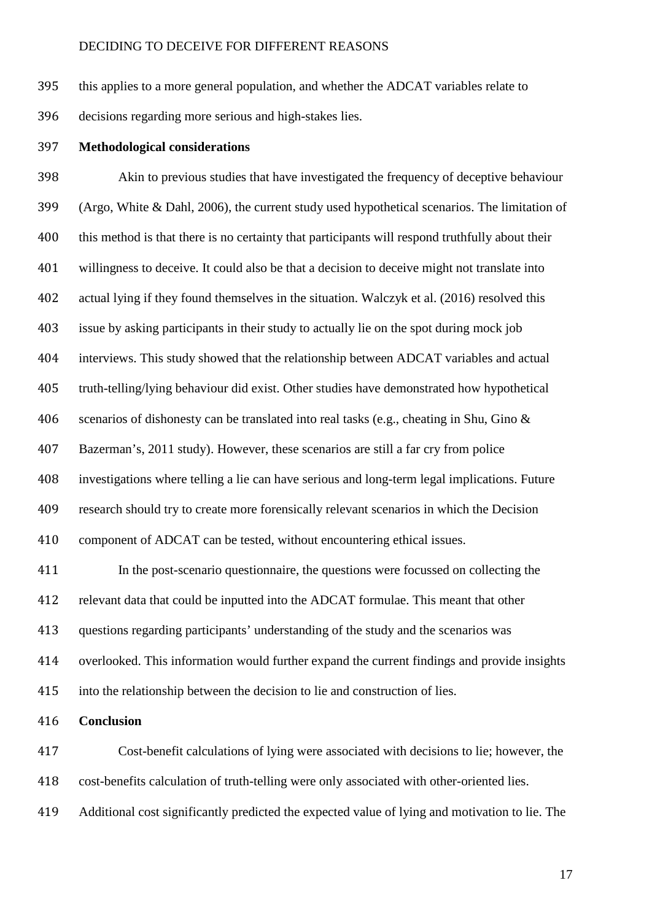this applies to a more general population, and whether the ADCAT variables relate to decisions regarding more serious and high-stakes lies.

**Methodological considerations**

Akin to previous studies that have investigated the frequency of deceptive behaviour (Argo, White & Dahl, 2006), the current study used hypothetical scenarios. The limitation of this method is that there is no certainty that participants will respond truthfully about their willingness to deceive. It could also be that a decision to deceive might not translate into actual lying if they found themselves in the situation. Walczyk et al. (2016) resolved this issue by asking participants in their study to actually lie on the spot during mock job interviews. This study showed that the relationship between ADCAT variables and actual truth-telling/lying behaviour did exist. Other studies have demonstrated how hypothetical scenarios of dishonesty can be translated into real tasks (e.g., cheating in Shu, Gino & Bazerman's, 2011 study). However, these scenarios are still a far cry from police investigations where telling a lie can have serious and long-term legal implications. Future research should try to create more forensically relevant scenarios in which the Decision component of ADCAT can be tested, without encountering ethical issues.

In the post-scenario questionnaire, the questions were focussed on collecting the relevant data that could be inputted into the ADCAT formulae. This meant that other questions regarding participants' understanding of the study and the scenarios was overlooked. This information would further expand the current findings and provide insights into the relationship between the decision to lie and construction of lies.

**Conclusion**

Cost-benefit calculations of lying were associated with decisions to lie; however, the cost-benefits calculation of truth-telling were only associated with other-oriented lies. Additional cost significantly predicted the expected value of lying and motivation to lie. The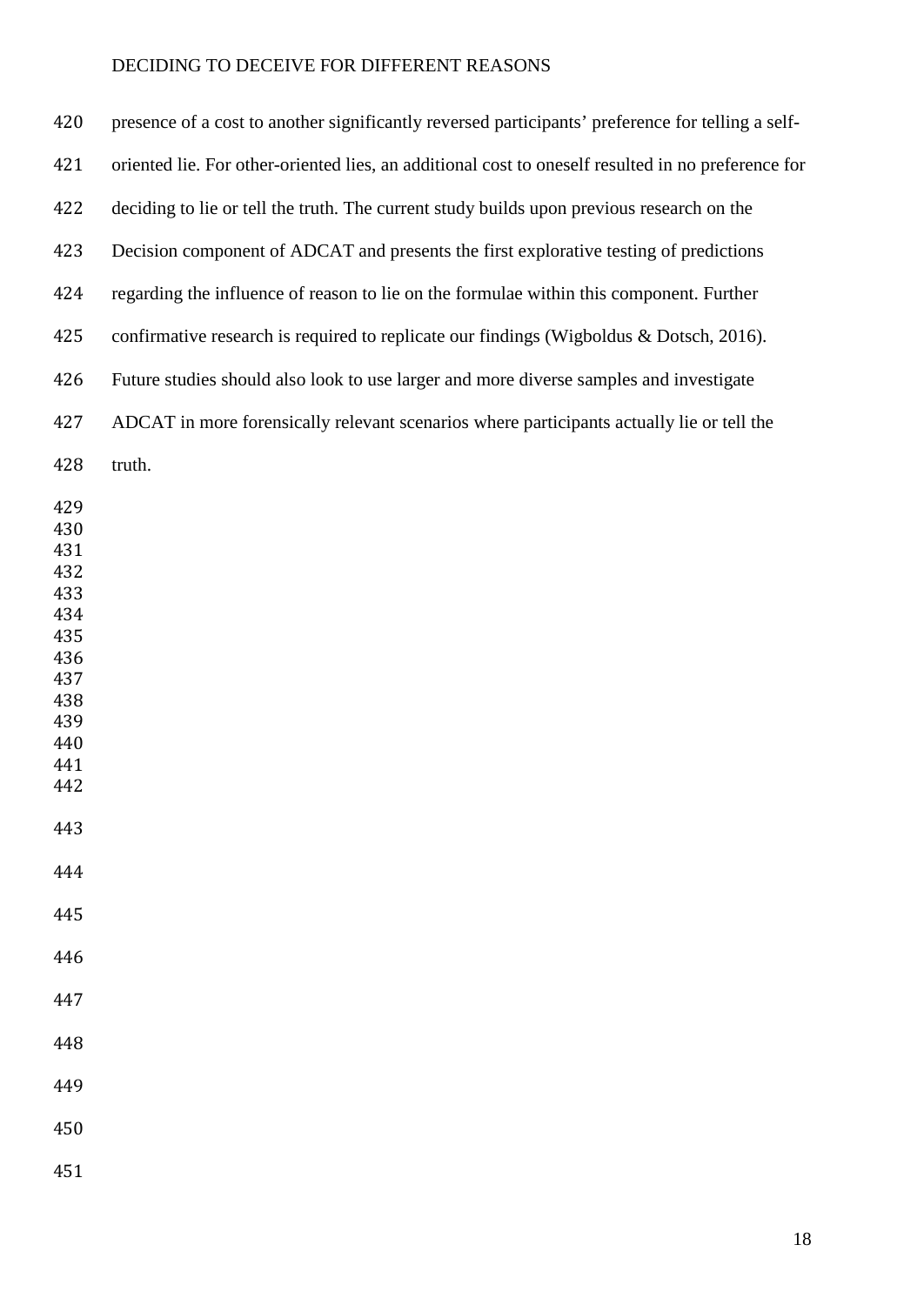presence of a cost to another significantly reversed participants' preference for telling a self-oriented lie. For other-oriented lies, an additional cost to oneself resulted in no preference for deciding to lie or tell the truth. The current study builds upon previous research on the Decision component of ADCAT and presents the first explorative testing of predictions regarding the influence of reason to lie on the formulae within this component. Further confirmative research is required to replicate our findings (Wigboldus & Dotsch, 2016). Future studies should also look to use larger and more diverse samples and investigate ADCAT in more forensically relevant scenarios where participants actually lie or tell the truth.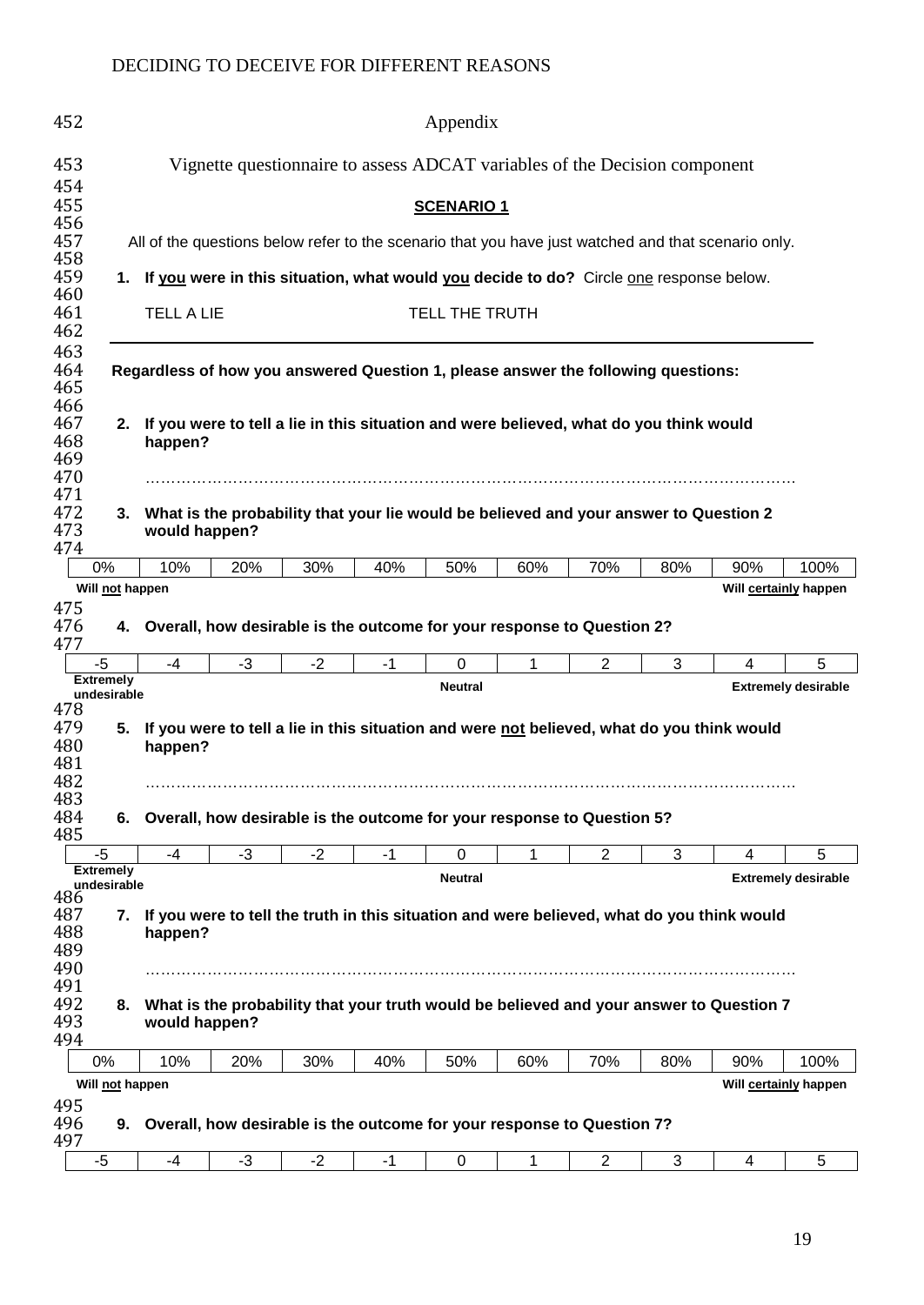# Appendix

## Vignette questionnaire to assess ADCAT variables of the Decision component

**SCENARIO 1**

All of the questions below refer to the scenario that you have just watched and that scenario only.

**1. If you were in this situation, what would you decide to do?** Circle one response below.

TELL A LIE TELL THE TRUTH

---

**Regardless of how you answered Question 1, please answer the following questions:**

**2. If you were to tell a lie in this situation and were believed, what do you think would happen?**

…………………………………………………………………………………………………………

**3. What is the probability that your lie would be believed and your answer to Question 2 would happen?**

| 0% | 10% | 20% | 30% | 40% | 50% | 60% | 70% | 80% | 90% | 100% |
|---|---|---|---|---|---|---|---|---|---|---|
| **Will not happen** | | | | | | | | | | **Will certainly happen** |

**4. Overall, how desirable is the outcome for your response to Question 2?**

| -5 | -4 | -3 | -2 | -1 | 0 | 1 | 2 | 3 | 4 | 5 |
|---|---|---|---|---|---|---|---|---|---|---|
| **Extremely undesirable** | | | | | **Neutral** | | | | | **Extremely desirable** |

**5. If you were to tell a lie in this situation and were not believed, what do you think would happen?**

…………………………………………………………………………………………………………

**6. Overall, how desirable is the outcome for your response to Question 5?**

| -5 | -4 | -3 | -2 | -1 | 0 | 1 | 2 | 3 | 4 | 5 |
|---|---|---|---|---|---|---|---|---|---|---|
| **Extremely undesirable** | | | | | **Neutral** | | | | | **Extremely desirable** |

**7. If you were to tell the truth in this situation and were believed, what do you think would happen?**

…………………………………………………………………………………………………………

**8. What is the probability that your truth would be believed and your answer to Question 7 would happen?**

| 0% | 10% | 20% | 30% | 40% | 50% | 60% | 70% | 80% | 90% | 100% |
|---|---|---|---|---|---|---|---|---|---|---|
| **Will not happen** | | | | | | | | | | **Will certainly happen** |

**9. Overall, how desirable is the outcome for your response to Question 7?**

| -5 | -4 | -3 | -2 | -1 | 0 | 1 | 2 | 3 | 4 | 5 |
|---|---|---|---|---|---|---|---|---|---|---|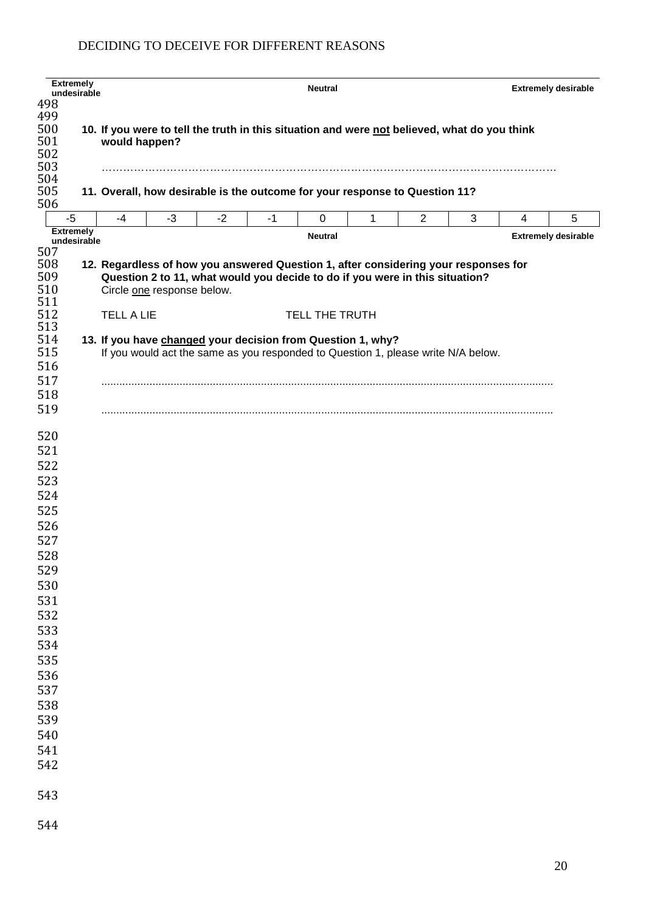| Extremely undesirable | | | | | Neutral | | | | | Extremely desirable |
|---|---|---|---|---|---|---|---|---|---|---|

**10. If you were to tell the truth in this situation and were not believed, what do you think would happen?**

…………………………………………………………………………………………………………………

**11. Overall, how desirable is the outcome for your response to Question 11?**

| -5 | -4 | -3 | -2 | -1 | 0 | 1 | 2 | 3 | 4 | 5 |
|---|---|---|---|---|---|---|---|---|---|---|
| Extremely undesirable | | | | | Neutral | | | | | Extremely desirable |

**12. Regardless of how you answered Question 1, after considering your responses for Question 2 to 11, what would you decide to do if you were in this situation?**
Circle one response below.

TELL A LIE TELL THE TRUTH

**13. If you have changed your decision from Question 1, why?**
If you would act the same as you responded to Question 1, please write N/A below.

...................................................................................................................................................

...................................................................................................................................................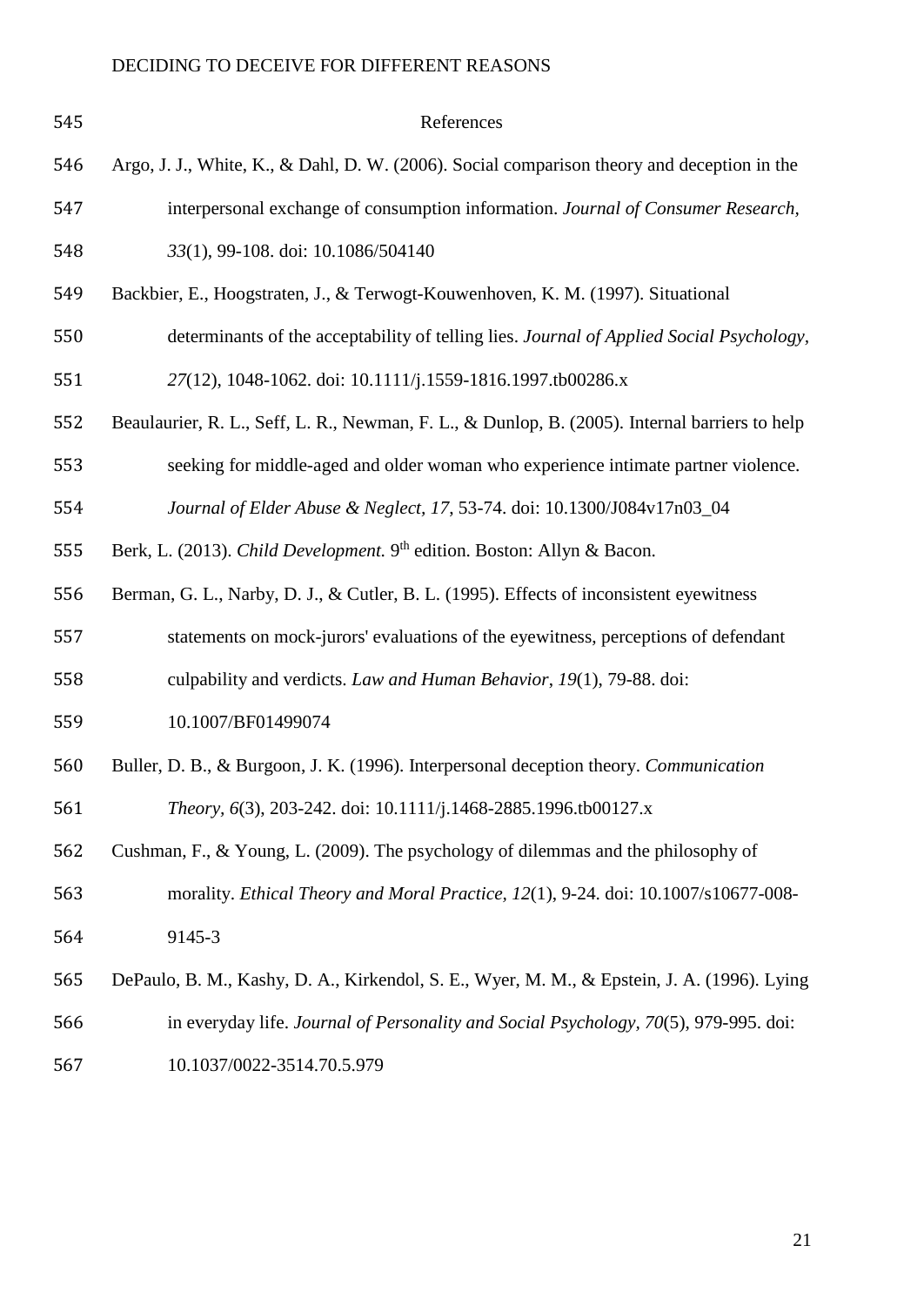# References

Argo, J. J., White, K., & Dahl, D. W. (2006). Social comparison theory and deception in the interpersonal exchange of consumption information. *Journal of Consumer Research, 33*(1), 99-108. doi: 10.1086/504140

Backbier, E., Hoogstraten, J., & Terwogt-Kouwenhoven, K. M. (1997). Situational determinants of the acceptability of telling lies. *Journal of Applied Social Psychology, 27*(12), 1048-1062. doi: 10.1111/j.1559-1816.1997.tb00286.x

Beaulaurier, R. L., Seff, L. R., Newman, F. L., & Dunlop, B. (2005). Internal barriers to help seeking for middle-aged and older woman who experience intimate partner violence. *Journal of Elder Abuse & Neglect, 17*, 53-74. doi: 10.1300/J084v17n03_04

Berk, L. (2013). *Child Development.* 9th edition. Boston: Allyn & Bacon.

Berman, G. L., Narby, D. J., & Cutler, B. L. (1995). Effects of inconsistent eyewitness statements on mock-jurors' evaluations of the eyewitness, perceptions of defendant culpability and verdicts. *Law and Human Behavior*, *19*(1), 79-88. doi: 10.1007/BF01499074

Buller, D. B., & Burgoon, J. K. (1996). Interpersonal deception theory. *Communication Theory*, *6*(3), 203-242. doi: 10.1111/j.1468-2885.1996.tb00127.x

Cushman, F., & Young, L. (2009). The psychology of dilemmas and the philosophy of morality. *Ethical Theory and Moral Practice, 12*(1), 9-24. doi: 10.1007/s10677-008-9145-3

DePaulo, B. M., Kashy, D. A., Kirkendol, S. E., Wyer, M. M., & Epstein, J. A. (1996). Lying in everyday life. *Journal of Personality and Social Psychology, 70*(5), 979-995. doi: 10.1037/0022-3514.70.5.979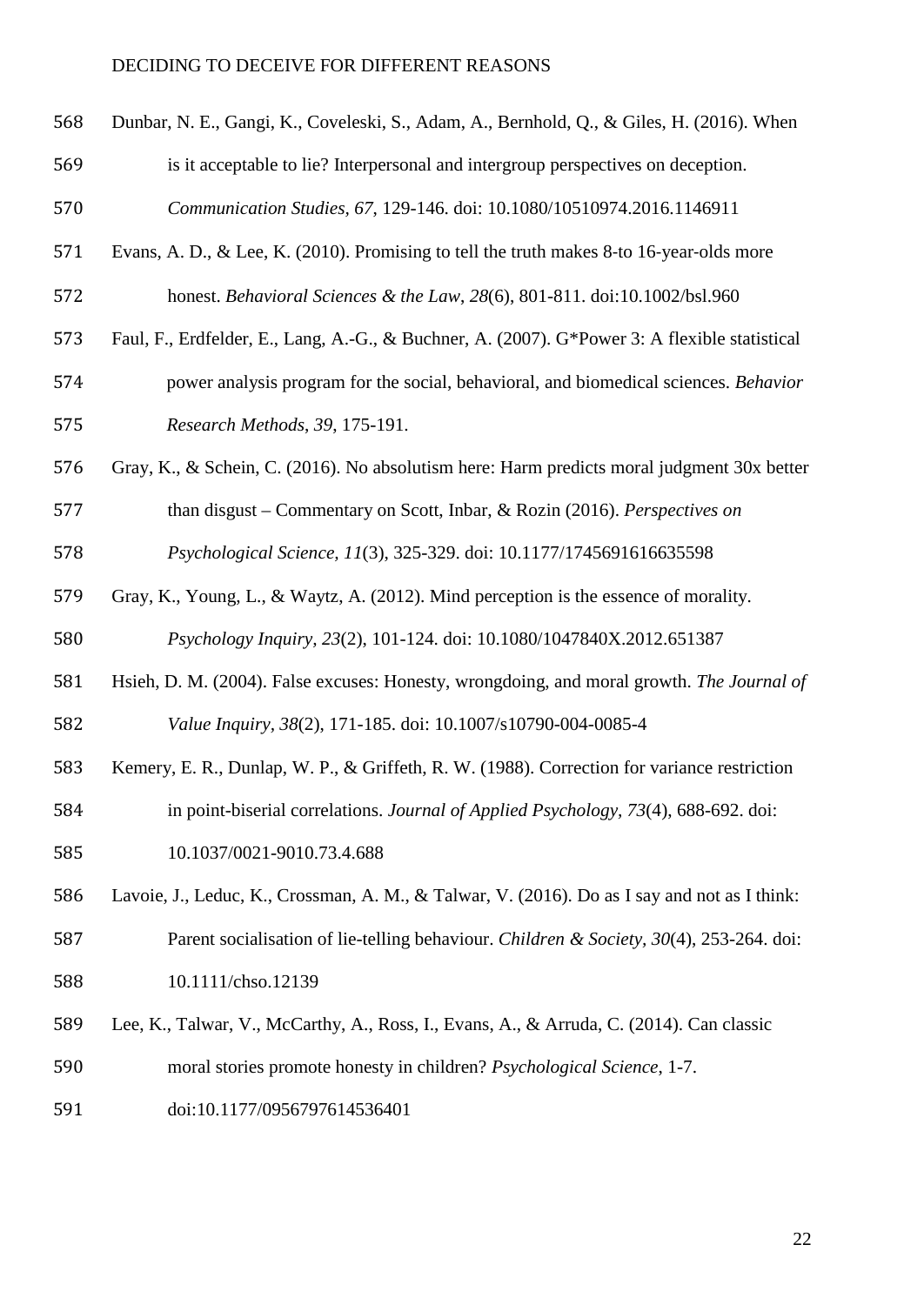Dunbar, N. E., Gangi, K., Coveleski, S., Adam, A., Bernhold, Q., & Giles, H. (2016). When is it acceptable to lie? Interpersonal and intergroup perspectives on deception. *Communication Studies*, *67*, 129-146. doi: 10.1080/10510974.2016.1146911

Evans, A. D., & Lee, K. (2010). Promising to tell the truth makes 8-to 16-year-olds more honest. *Behavioral Sciences & the Law*, *28*(6), 801-811. doi:10.1002/bsl.960

Faul, F., Erdfelder, E., Lang, A.-G., & Buchner, A. (2007). G*Power 3: A flexible statistical power analysis program for the social, behavioral, and biomedical sciences. *Behavior Research Methods*, *39*, 175-191.

Gray, K., & Schein, C. (2016). No absolutism here: Harm predicts moral judgment 30x better than disgust – Commentary on Scott, Inbar, & Rozin (2016). *Perspectives on Psychological Science*, *11*(3), 325-329. doi: 10.1177/1745691616635598

Gray, K., Young, L., & Waytz, A. (2012). Mind perception is the essence of morality. *Psychology Inquiry*, *23*(2), 101-124. doi: 10.1080/1047840X.2012.651387

Hsieh, D. M. (2004). False excuses: Honesty, wrongdoing, and moral growth. *The Journal of Value Inquiry*, *38*(2), 171-185. doi: 10.1007/s10790-004-0085-4

Kemery, E. R., Dunlap, W. P., & Griffeth, R. W. (1988). Correction for variance restriction in point-biserial correlations. *Journal of Applied Psychology*, *73*(4), 688-692. doi: 10.1037/0021-9010.73.4.688

Lavoie, J., Leduc, K., Crossman, A. M., & Talwar, V. (2016). Do as I say and not as I think: Parent socialisation of lie-telling behaviour. *Children & Society*, *30*(4), 253-264. doi: 10.1111/chso.12139

Lee, K., Talwar, V., McCarthy, A., Ross, I., Evans, A., & Arruda, C. (2014). Can classic moral stories promote honesty in children? *Psychological Science*, 1-7. doi:10.1177/0956797614536401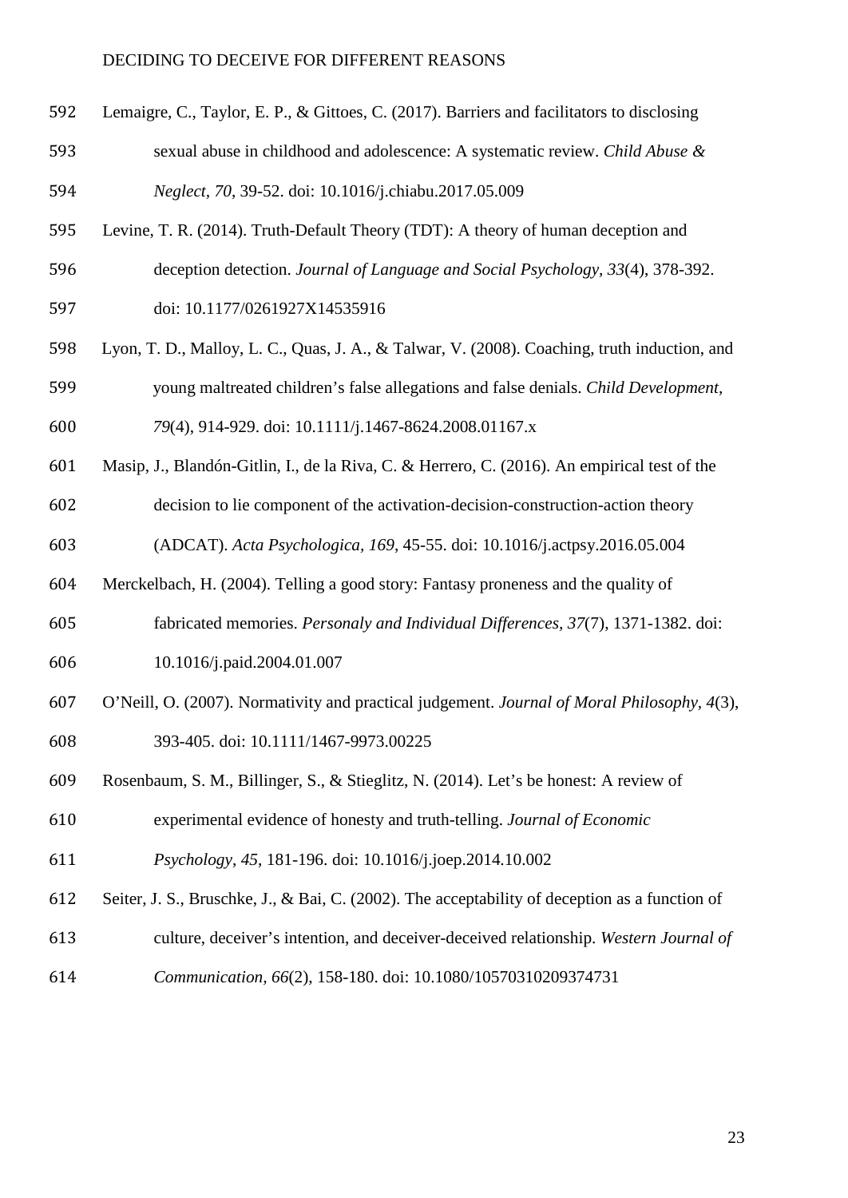Lemaigre, C., Taylor, E. P., & Gittoes, C. (2017). Barriers and facilitators to disclosing sexual abuse in childhood and adolescence: A systematic review. *Child Abuse & Neglect, 70*, 39-52. doi: 10.1016/j.chiabu.2017.05.009

Levine, T. R. (2014). Truth-Default Theory (TDT): A theory of human deception and deception detection. *Journal of Language and Social Psychology, 33*(4), 378-392. doi: 10.1177/0261927X14535916

Lyon, T. D., Malloy, L. C., Quas, J. A., & Talwar, V. (2008). Coaching, truth induction, and young maltreated children's false allegations and false denials. *Child Development, 79*(4), 914-929. doi: 10.1111/j.1467-8624.2008.01167.x

Masip, J., Blandón-Gitlin, I., de la Riva, C. & Herrero, C. (2016). An empirical test of the decision to lie component of the activation-decision-construction-action theory (ADCAT). *Acta Psychologica, 169*, 45-55. doi: 10.1016/j.actpsy.2016.05.004

Merckelbach, H. (2004). Telling a good story: Fantasy proneness and the quality of fabricated memories. *Personaly and Individual Differences, 37*(7), 1371-1382. doi: 10.1016/j.paid.2004.01.007

O'Neill, O. (2007). Normativity and practical judgement. *Journal of Moral Philosophy, 4*(3), 393-405. doi: 10.1111/1467-9973.00225

Rosenbaum, S. M., Billinger, S., & Stieglitz, N. (2014). Let's be honest: A review of experimental evidence of honesty and truth-telling. *Journal of Economic Psychology, 45*, 181-196. doi: 10.1016/j.joep.2014.10.002

Seiter, J. S., Bruschke, J., & Bai, C. (2002). The acceptability of deception as a function of culture, deceiver's intention, and deceiver-deceived relationship. *Western Journal of Communication, 66*(2), 158-180. doi: 10.1080/10570310209374731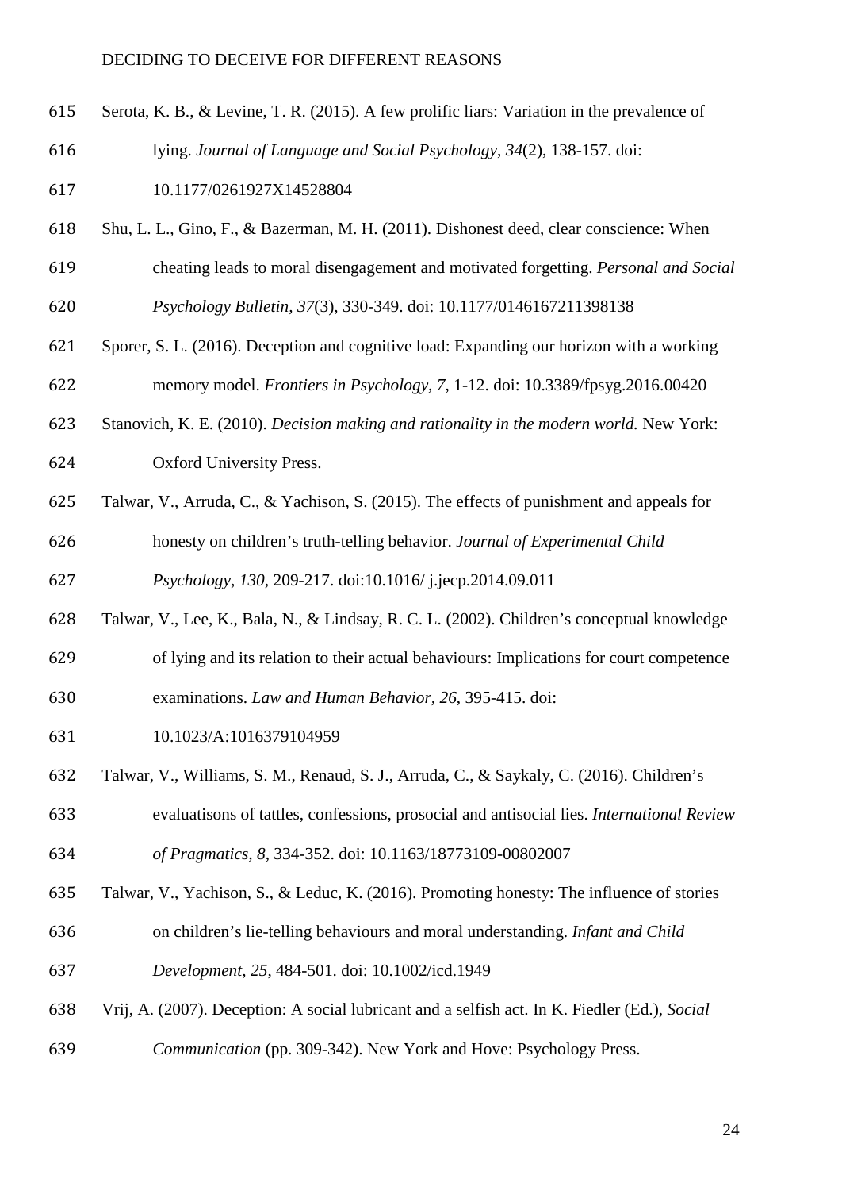Serota, K. B., & Levine, T. R. (2015). A few prolific liars: Variation in the prevalence of lying. *Journal of Language and Social Psychology*, *34*(2), 138-157. doi: 10.1177/0261927X14528804

Shu, L. L., Gino, F., & Bazerman, M. H. (2011). Dishonest deed, clear conscience: When cheating leads to moral disengagement and motivated forgetting. *Personal and Social Psychology Bulletin*, *37*(3), 330-349. doi: 10.1177/0146167211398138

Sporer, S. L. (2016). Deception and cognitive load: Expanding our horizon with a working memory model. *Frontiers in Psychology*, *7*, 1-12. doi: 10.3389/fpsyg.2016.00420

Stanovich, K. E. (2010). *Decision making and rationality in the modern world.* New York: Oxford University Press.

Talwar, V., Arruda, C., & Yachison, S. (2015). The effects of punishment and appeals for honesty on children's truth-telling behavior. *Journal of Experimental Child Psychology*, *130*, 209-217. doi:10.1016/ j.jecp.2014.09.011

Talwar, V., Lee, K., Bala, N., & Lindsay, R. C. L. (2002). Children's conceptual knowledge of lying and its relation to their actual behaviours: Implications for court competence examinations. *Law and Human Behavior*, *26*, 395-415. doi: 10.1023/A:1016379104959

Talwar, V., Williams, S. M., Renaud, S. J., Arruda, C., & Saykaly, C. (2016). Children's evaluatisons of tattles, confessions, prosocial and antisocial lies. *International Review of Pragmatics, 8*, 334-352. doi: 10.1163/18773109-00802007

Talwar, V., Yachison, S., & Leduc, K. (2016). Promoting honesty: The influence of stories on children's lie-telling behaviours and moral understanding. *Infant and Child Development, 25*, 484-501. doi: 10.1002/icd.1949

Vrij, A. (2007). Deception: A social lubricant and a selfish act. In K. Fiedler (Ed.), *Social Communication* (pp. 309-342). New York and Hove: Psychology Press.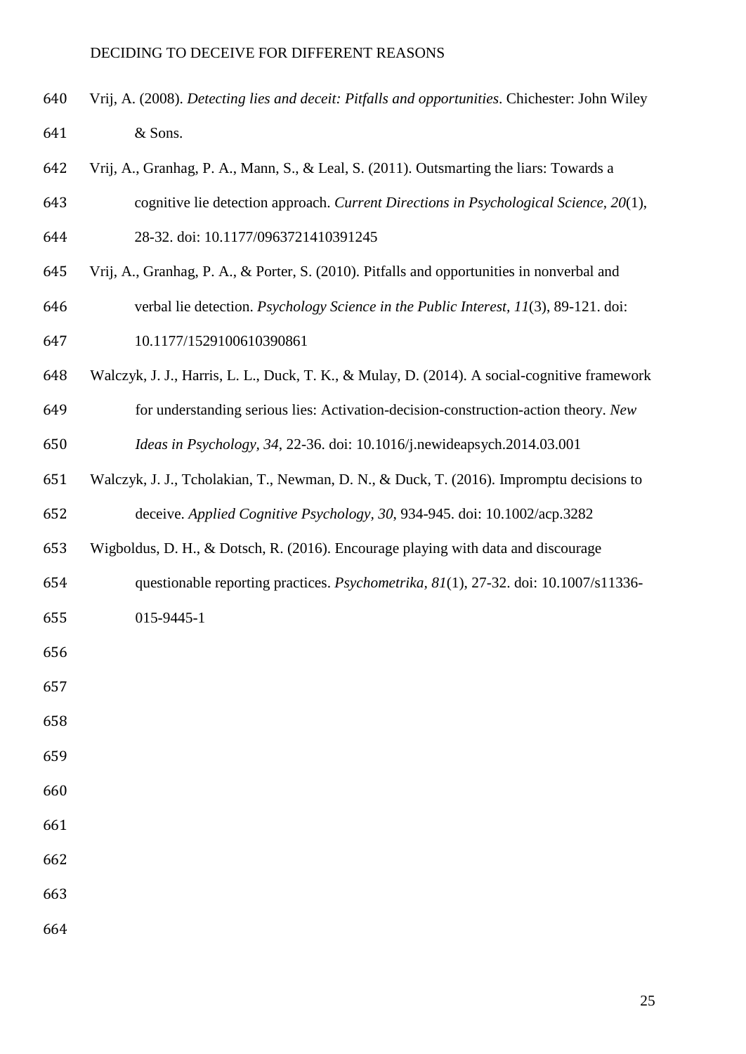Vrij, A. (2008). *Detecting lies and deceit: Pitfalls and opportunities*. Chichester: John Wiley & Sons.

Vrij, A., Granhag, P. A., Mann, S., & Leal, S. (2011). Outsmarting the liars: Towards a cognitive lie detection approach. *Current Directions in Psychological Science, 20*(1), 28-32. doi: 10.1177/0963721410391245

Vrij, A., Granhag, P. A., & Porter, S. (2010). Pitfalls and opportunities in nonverbal and verbal lie detection. *Psychology Science in the Public Interest*, *11*(3), 89-121. doi: 10.1177/1529100610390861

Walczyk, J. J., Harris, L. L., Duck, T. K., & Mulay, D. (2014). A social-cognitive framework for understanding serious lies: Activation-decision-construction-action theory. *New Ideas in Psychology, 34*, 22-36. doi: 10.1016/j.newideapsych.2014.03.001

Walczyk, J. J., Tcholakian, T., Newman, D. N., & Duck, T. (2016). Impromptu decisions to deceive. *Applied Cognitive Psychology*, *30*, 934-945. doi: 10.1002/acp.3282

Wigboldus, D. H., & Dotsch, R. (2016). Encourage playing with data and discourage questionable reporting practices. *Psychometrika*, *81*(1), 27-32. doi: 10.1007/s11336-015-9445-1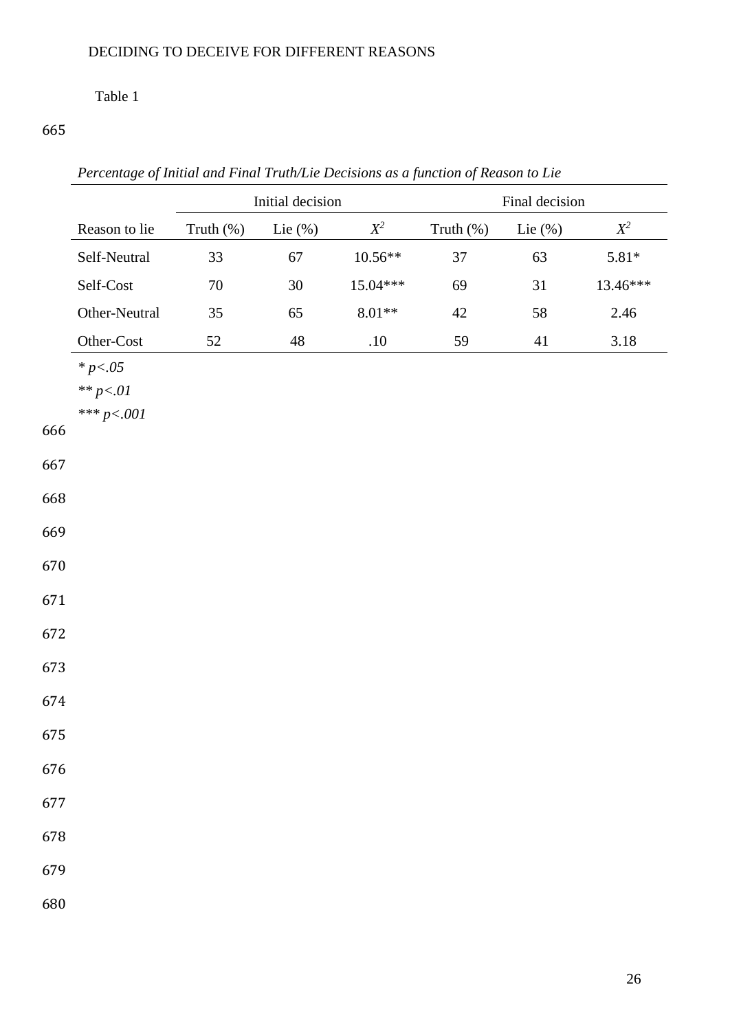Table 1

*Percentage of Initial and Final Truth/Lie Decisions as a function of Reason to Lie*

| | Initial decision | | | Final decision | | |
|---|---|---|---|---|---|---|
| Reason to lie | Truth (%) | Lie (%) | $X^2$ | Truth (%) | Lie (%) | $X^2$ |
| Self-Neutral | 33 | 67 | 10.56** | 37 | 63 | 5.81* |
| Self-Cost | 70 | 30 | 15.04*** | 69 | 31 | 13.46*** |
| Other-Neutral | 35 | 65 | 8.01** | 42 | 58 | 2.46 |
| Other-Cost | 52 | 48 | .10 | 59 | 41 | 3.18 |

* $p<.05$

** $p<.01$

*** $p<.001$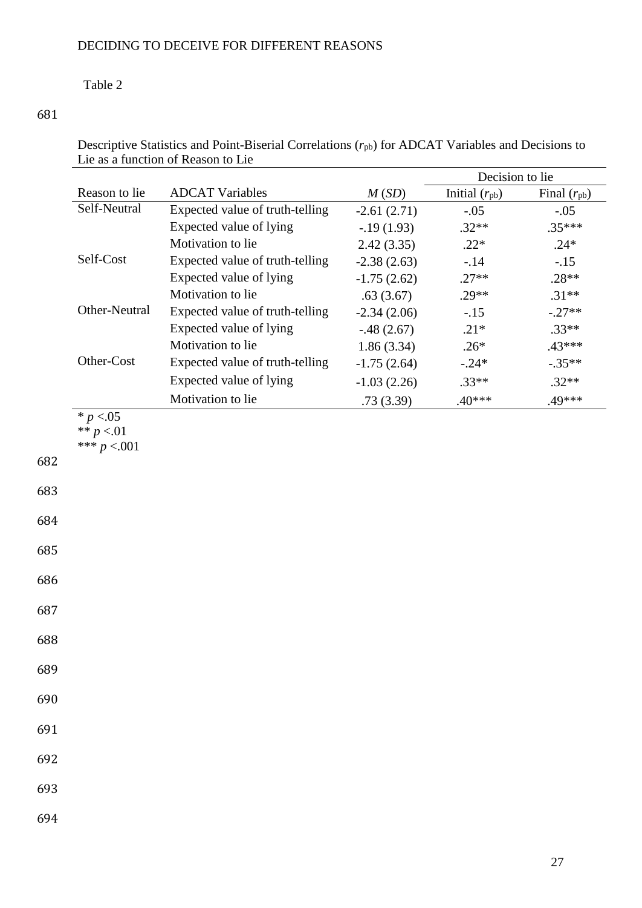Table 2

Descriptive Statistics and Point-Biserial Correlations ($r_{pb}$) for ADCAT Variables and Decisions to Lie as a function of Reason to Lie

| | | | Decision to lie | |
|---|---|---|---|---|
| Reason to lie | ADCAT Variables | *M* (*SD*) | Initial ($r_{pb}$) | Final ($r_{pb}$) |
| Self-Neutral | Expected value of truth-telling | -2.61 (2.71) | -.05 | -.05 |
| | Expected value of lying | -.19 (1.93) | .32** | .35*** |
| | Motivation to lie | 2.42 (3.35) | .22* | .24* |
| Self-Cost | Expected value of truth-telling | -2.38 (2.63) | -.14 | -.15 |
| | Expected value of lying | -1.75 (2.62) | .27** | .28** |
| | Motivation to lie | .63 (3.67) | .29** | .31** |
| Other-Neutral | Expected value of truth-telling | -2.34 (2.06) | -.15 | -.27** |
| | Expected value of lying | -.48 (2.67) | .21* | .33** |
| | Motivation to lie | 1.86 (3.34) | .26* | .43*** |
| Other-Cost | Expected value of truth-telling | -1.75 (2.64) | -.24* | -.35** |
| | Expected value of lying | -1.03 (2.26) | .33** | .32** |
| | Motivation to lie | .73 (3.39) | .40*** | .49*** |

* $p < .05$
** $p < .01$
*** $p < .001$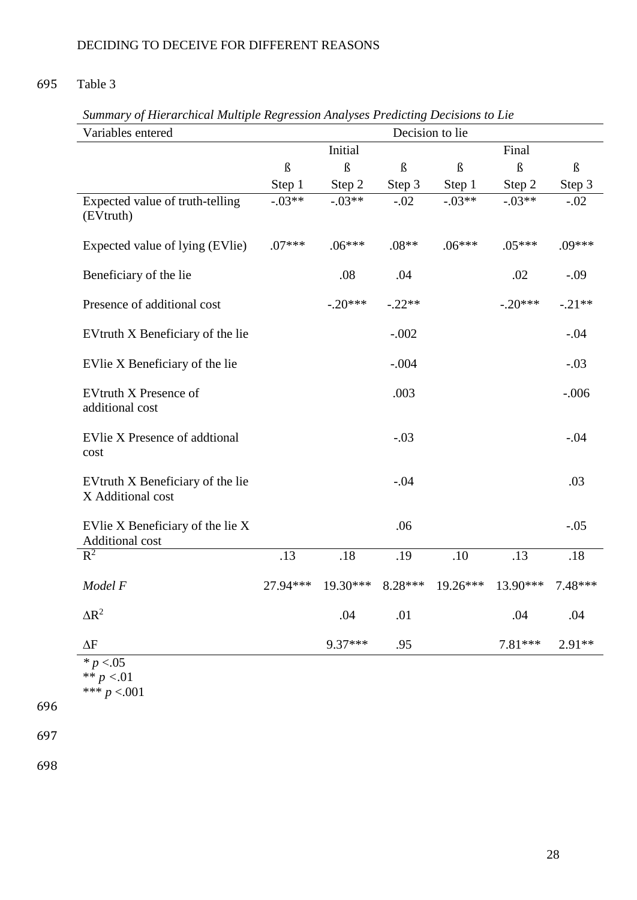Table 3

*Summary of Hierarchical Multiple Regression Analyses Predicting Decisions to Lie*

| Variables entered | Decision to lie | | | | | |
|---|---|---|---|---|---|---|
| | | Initial | | | Final | |
| | ß | ß | ß | ß | ß | ß |
| | Step 1 | Step 2 | Step 3 | Step 1 | Step 2 | Step 3 |
| Expected value of truth-telling (EVtruth) | -.03** | -.03** | -.02 | -.03** | -.03** | -.02 |
| Expected value of lying (EVlie) | .07*** | .06*** | .08** | .06*** | .05*** | .09*** |
| Beneficiary of the lie | | .08 | .04 | | .02 | -.09 |
| Presence of additional cost | | -.20*** | -.22** | | -.20*** | -.21** |
| EVtruth X Beneficiary of the lie | | | -.002 | | | -.04 |
| EVlie X Beneficiary of the lie | | | -.004 | | | -.03 |
| EVtruth X Presence of additional cost | | | .003 | | | -.006 |
| EVlie X Presence of addtional cost | | | -.03 | | | -.04 |
| EVtruth X Beneficiary of the lie X Additional cost | | | -.04 | | | .03 |
| EVlie X Beneficiary of the lie X Additional cost | | | .06 | | | -.05 |
| $R^2$ | .13 | .18 | .19 | .10 | .13 | .18 |
| *Model F* | 27.94*** | 19.30*** | 8.28*** | 19.26*** | 13.90*** | 7.48*** |
| $\Delta R^2$ | | .04 | .01 | | .04 | .04 |
| $\Delta F$ | | 9.37*** | .95 | | 7.81*** | 2.91** |

\* $p$ <.05
\** $p$ <.01
\*** $p$ <.001